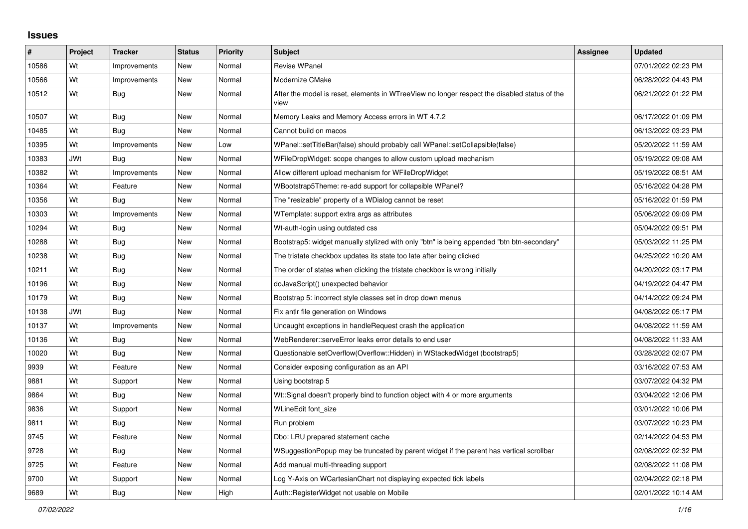# Issues

| # | Project | Tracker | Status | Priority | Subject | Assignee | Updated |
|---|---|---|---|---|---|---|---|
| 10586 | Wt | Improvements | New | Normal | Revise WPanel | | 07/01/2022 02:23 PM |
| 10566 | Wt | Improvements | New | Normal | Modernize CMake | | 06/28/2022 04:43 PM |
| 10512 | Wt | Bug | New | Normal | After the model is reset, elements in WTreeView no longer respect the disabled status of the view | | 06/21/2022 01:22 PM |
| 10507 | Wt | Bug | New | Normal | Memory Leaks and Memory Access errors in WT 4.7.2 | | 06/17/2022 01:09 PM |
| 10485 | Wt | Bug | New | Normal | Cannot build on macos | | 06/13/2022 03:23 PM |
| 10395 | Wt | Improvements | New | Low | WPanel::setTitleBar(false) should probably call WPanel::setCollapsible(false) | | 05/20/2022 11:59 AM |
| 10383 | JWt | Bug | New | Normal | WFileDropWidget: scope changes to allow custom upload mechanism | | 05/19/2022 09:08 AM |
| 10382 | Wt | Improvements | New | Normal | Allow different upload mechanism for WFileDropWidget | | 05/19/2022 08:51 AM |
| 10364 | Wt | Feature | New | Normal | WBootstrap5Theme: re-add support for collapsible WPanel? | | 05/16/2022 04:28 PM |
| 10356 | Wt | Bug | New | Normal | The "resizable" property of a WDialog cannot be reset | | 05/16/2022 01:59 PM |
| 10303 | Wt | Improvements | New | Normal | WTemplate: support extra args as attributes | | 05/06/2022 09:09 PM |
| 10294 | Wt | Bug | New | Normal | Wt-auth-login using outdated css | | 05/04/2022 09:51 PM |
| 10288 | Wt | Bug | New | Normal | Bootstrap5: widget manually stylized with only "btn" is being appended "btn btn-secondary" | | 05/03/2022 11:25 PM |
| 10238 | Wt | Bug | New | Normal | The tristate checkbox updates its state too late after being clicked | | 04/25/2022 10:20 AM |
| 10211 | Wt | Bug | New | Normal | The order of states when clicking the tristate checkbox is wrong initially | | 04/20/2022 03:17 PM |
| 10196 | Wt | Bug | New | Normal | doJavaScript() unexpected behavior | | 04/19/2022 04:47 PM |
| 10179 | Wt | Bug | New | Normal | Bootstrap 5: incorrect style classes set in drop down menus | | 04/14/2022 09:24 PM |
| 10138 | JWt | Bug | New | Normal | Fix antlr file generation on Windows | | 04/08/2022 05:17 PM |
| 10137 | Wt | Improvements | New | Normal | Uncaught exceptions in handleRequest crash the application | | 04/08/2022 11:59 AM |
| 10136 | Wt | Bug | New | Normal | WebRenderer::serveError leaks error details to end user | | 04/08/2022 11:33 AM |
| 10020 | Wt | Bug | New | Normal | Questionable setOverflow(Overflow::Hidden) in WStackedWidget (bootstrap5) | | 03/28/2022 02:07 PM |
| 9939 | Wt | Feature | New | Normal | Consider exposing configuration as an API | | 03/16/2022 07:53 AM |
| 9881 | Wt | Support | New | Normal | Using bootstrap 5 | | 03/07/2022 04:32 PM |
| 9864 | Wt | Bug | New | Normal | Wt::Signal doesn't properly bind to function object with 4 or more arguments | | 03/04/2022 12:06 PM |
| 9836 | Wt | Support | New | Normal | WLineEdit font_size | | 03/01/2022 10:06 PM |
| 9811 | Wt | Bug | New | Normal | Run problem | | 03/07/2022 10:23 PM |
| 9745 | Wt | Feature | New | Normal | Dbo: LRU prepared statement cache | | 02/14/2022 04:53 PM |
| 9728 | Wt | Bug | New | Normal | WSuggestionPopup may be truncated by parent widget if the parent has vertical scrollbar | | 02/08/2022 02:32 PM |
| 9725 | Wt | Feature | New | Normal | Add manual multi-threading support | | 02/08/2022 11:08 PM |
| 9700 | Wt | Support | New | Normal | Log Y-Axis on WCartesianChart not displaying expected tick labels | | 02/04/2022 02:18 PM |
| 9689 | Wt | Bug | New | High | Auth::RegisterWidget not usable on Mobile | | 02/01/2022 10:14 AM |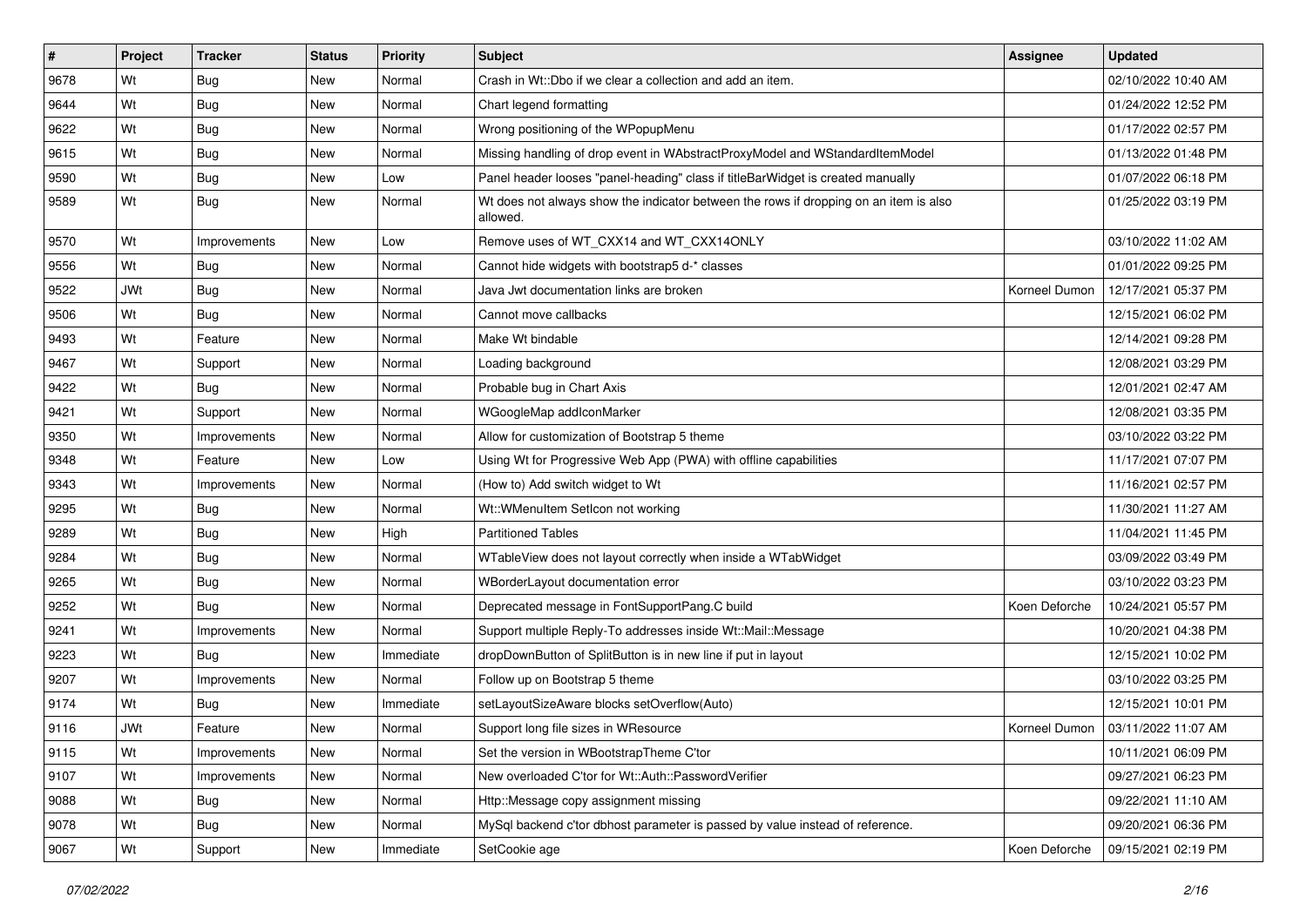| # | Project | Tracker | Status | Priority | Subject | Assignee | Updated |
|---|---|---|---|---|---|---|---|
| 9678 | Wt | Bug | New | Normal | Crash in Wt::Dbo if we clear a collection and add an item. | | 02/10/2022 10:40 AM |
| 9644 | Wt | Bug | New | Normal | Chart legend formatting | | 01/24/2022 12:52 PM |
| 9622 | Wt | Bug | New | Normal | Wrong positioning of the WPopupMenu | | 01/17/2022 02:57 PM |
| 9615 | Wt | Bug | New | Normal | Missing handling of drop event in WAbstractProxyModel and WStandardItemModel | | 01/13/2022 01:48 PM |
| 9590 | Wt | Bug | New | Low | Panel header looses "panel-heading" class if titleBarWidget is created manually | | 01/07/2022 06:18 PM |
| 9589 | Wt | Bug | New | Normal | Wt does not always show the indicator between the rows if dropping on an item is also allowed. | | 01/25/2022 03:19 PM |
| 9570 | Wt | Improvements | New | Low | Remove uses of WT_CXX14 and WT_CXX14ONLY | | 03/10/2022 11:02 AM |
| 9556 | Wt | Bug | New | Normal | Cannot hide widgets with bootstrap5 d-* classes | | 01/01/2022 09:25 PM |
| 9522 | JWt | Bug | New | Normal | Java Jwt documentation links are broken | Korneel Dumon | 12/17/2021 05:37 PM |
| 9506 | Wt | Bug | New | Normal | Cannot move callbacks | | 12/15/2021 06:02 PM |
| 9493 | Wt | Feature | New | Normal | Make Wt bindable | | 12/14/2021 09:28 PM |
| 9467 | Wt | Support | New | Normal | Loading background | | 12/08/2021 03:29 PM |
| 9422 | Wt | Bug | New | Normal | Probable bug in Chart Axis | | 12/01/2021 02:47 AM |
| 9421 | Wt | Support | New | Normal | WGoogleMap addIconMarker | | 12/08/2021 03:35 PM |
| 9350 | Wt | Improvements | New | Normal | Allow for customization of Bootstrap 5 theme | | 03/10/2022 03:22 PM |
| 9348 | Wt | Feature | New | Low | Using Wt for Progressive Web App (PWA) with offline capabilities | | 11/17/2021 07:07 PM |
| 9343 | Wt | Improvements | New | Normal | (How to) Add switch widget to Wt | | 11/16/2021 02:57 PM |
| 9295 | Wt | Bug | New | Normal | Wt::WMenuItem SetIcon not working | | 11/30/2021 11:27 AM |
| 9289 | Wt | Bug | New | High | Partitioned Tables | | 11/04/2021 11:45 PM |
| 9284 | Wt | Bug | New | Normal | WTableView does not layout correctly when inside a WTabWidget | | 03/09/2022 03:49 PM |
| 9265 | Wt | Bug | New | Normal | WBorderLayout documentation error | | 03/10/2022 03:23 PM |
| 9252 | Wt | Bug | New | Normal | Deprecated message in FontSupportPang.C build | Koen Deforche | 10/24/2021 05:57 PM |
| 9241 | Wt | Improvements | New | Normal | Support multiple Reply-To addresses inside Wt::Mail::Message | | 10/20/2021 04:38 PM |
| 9223 | Wt | Bug | New | Immediate | dropDownButton of SplitButton is in new line if put in layout | | 12/15/2021 10:02 PM |
| 9207 | Wt | Improvements | New | Normal | Follow up on Bootstrap 5 theme | | 03/10/2022 03:25 PM |
| 9174 | Wt | Bug | New | Immediate | setLayoutSizeAware blocks setOverflow(Auto) | | 12/15/2021 10:01 PM |
| 9116 | JWt | Feature | New | Normal | Support long file sizes in WResource | Korneel Dumon | 03/11/2022 11:07 AM |
| 9115 | Wt | Improvements | New | Normal | Set the version in WBootstrapTheme C'tor | | 10/11/2021 06:09 PM |
| 9107 | Wt | Improvements | New | Normal | New overloaded C'tor for Wt::Auth::PasswordVerifier | | 09/27/2021 06:23 PM |
| 9088 | Wt | Bug | New | Normal | Http::Message copy assignment missing | | 09/22/2021 11:10 AM |
| 9078 | Wt | Bug | New | Normal | MySql backend c'tor dbhost parameter is passed by value instead of reference. | | 09/20/2021 06:36 PM |
| 9067 | Wt | Support | New | Immediate | SetCookie age | Koen Deforche | 09/15/2021 02:19 PM |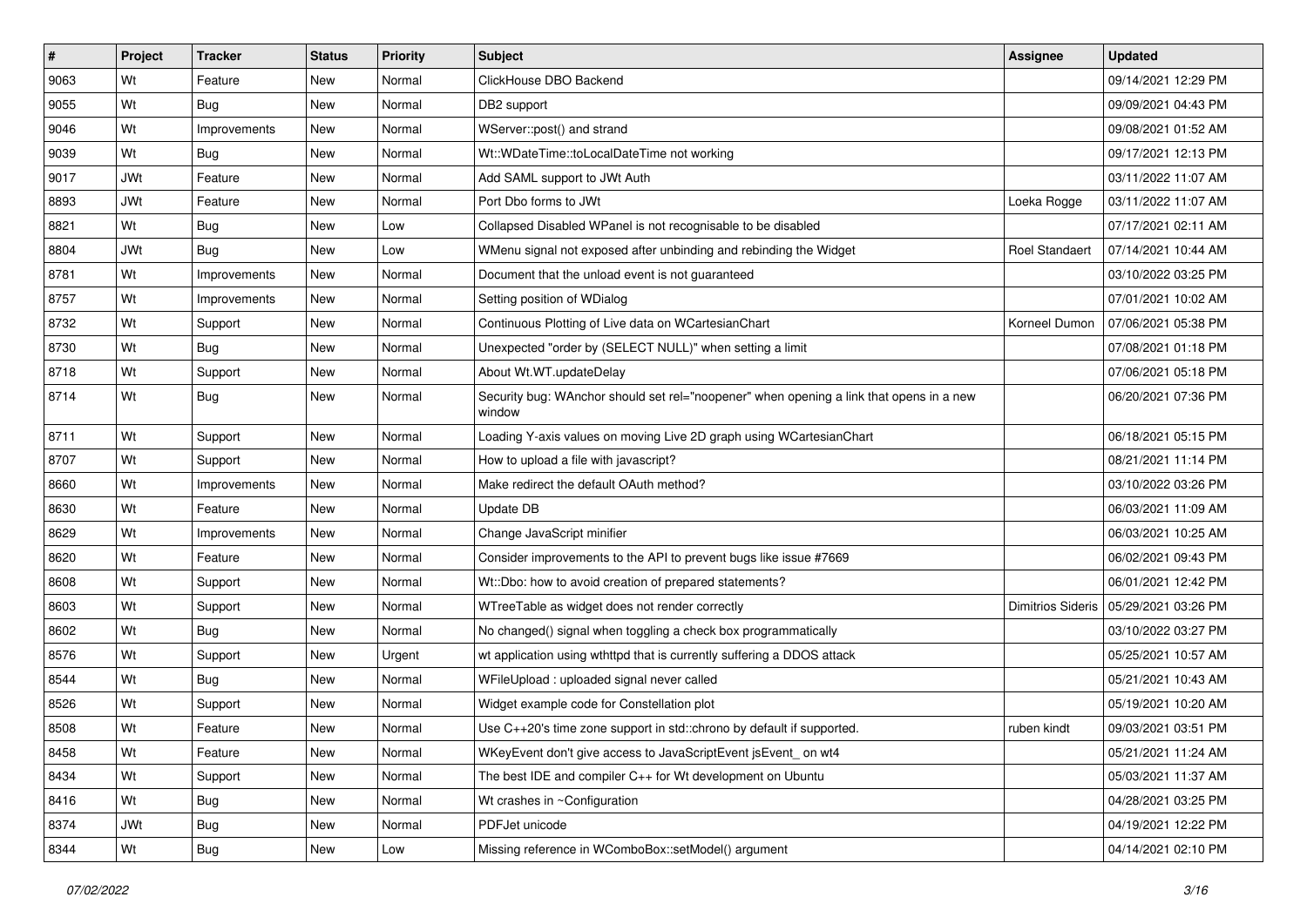| # | Project | Tracker | Status | Priority | Subject | Assignee | Updated |
| --- | --- | --- | --- | --- | --- | --- | --- |
| 9063 | Wt | Feature | New | Normal | ClickHouse DBO Backend | | 09/14/2021 12:29 PM |
| 9055 | Wt | Bug | New | Normal | DB2 support | | 09/09/2021 04:43 PM |
| 9046 | Wt | Improvements | New | Normal | WServer::post() and strand | | 09/08/2021 01:52 AM |
| 9039 | Wt | Bug | New | Normal | Wt::WDateTime::toLocalDateTime not working | | 09/17/2021 12:13 PM |
| 9017 | JWt | Feature | New | Normal | Add SAML support to JWt Auth | | 03/11/2022 11:07 AM |
| 8893 | JWt | Feature | New | Normal | Port Dbo forms to JWt | Loeka Rogge | 03/11/2022 11:07 AM |
| 8821 | Wt | Bug | New | Low | Collapsed Disabled WPanel is not recognisable to be disabled | | 07/17/2021 02:11 AM |
| 8804 | JWt | Bug | New | Low | WMenu signal not exposed after unbinding and rebinding the Widget | Roel Standaert | 07/14/2021 10:44 AM |
| 8781 | Wt | Improvements | New | Normal | Document that the unload event is not guaranteed | | 03/10/2022 03:25 PM |
| 8757 | Wt | Improvements | New | Normal | Setting position of WDialog | | 07/01/2021 10:02 AM |
| 8732 | Wt | Support | New | Normal | Continuous Plotting of Live data on WCartesianChart | Korneel Dumon | 07/06/2021 05:38 PM |
| 8730 | Wt | Bug | New | Normal | Unexpected "order by (SELECT NULL)" when setting a limit | | 07/08/2021 01:18 PM |
| 8718 | Wt | Support | New | Normal | About Wt.WT.updateDelay | | 07/06/2021 05:18 PM |
| 8714 | Wt | Bug | New | Normal | Security bug: WAnchor should set rel="noopener" when opening a link that opens in a new window | | 06/20/2021 07:36 PM |
| 8711 | Wt | Support | New | Normal | Loading Y-axis values on moving Live 2D graph using WCartesianChart | | 06/18/2021 05:15 PM |
| 8707 | Wt | Support | New | Normal | How to upload a file with javascript? | | 08/21/2021 11:14 PM |
| 8660 | Wt | Improvements | New | Normal | Make redirect the default OAuth method? | | 03/10/2022 03:26 PM |
| 8630 | Wt | Feature | New | Normal | Update DB | | 06/03/2021 11:09 AM |
| 8629 | Wt | Improvements | New | Normal | Change JavaScript minifier | | 06/03/2021 10:25 AM |
| 8620 | Wt | Feature | New | Normal | Consider improvements to the API to prevent bugs like issue #7669 | | 06/02/2021 09:43 PM |
| 8608 | Wt | Support | New | Normal | Wt::Dbo: how to avoid creation of prepared statements? | | 06/01/2021 12:42 PM |
| 8603 | Wt | Support | New | Normal | WTreeTable as widget does not render correctly | Dimitrios Sideris | 05/29/2021 03:26 PM |
| 8602 | Wt | Bug | New | Normal | No changed() signal when toggling a check box programmatically | | 03/10/2022 03:27 PM |
| 8576 | Wt | Support | New | Urgent | wt application using wthttpd that is currently suffering a DDOS attack | | 05/25/2021 10:57 AM |
| 8544 | Wt | Bug | New | Normal | WFileUpload : uploaded signal never called | | 05/21/2021 10:43 AM |
| 8526 | Wt | Support | New | Normal | Widget example code for Constellation plot | | 05/19/2021 10:20 AM |
| 8508 | Wt | Feature | New | Normal | Use C++20's time zone support in std::chrono by default if supported. | ruben kindt | 09/03/2021 03:51 PM |
| 8458 | Wt | Feature | New | Normal | WKeyEvent don't give access to JavaScriptEvent jsEvent_ on wt4 | | 05/21/2021 11:24 AM |
| 8434 | Wt | Support | New | Normal | The best IDE and compiler C++ for Wt development on Ubuntu | | 05/03/2021 11:37 AM |
| 8416 | Wt | Bug | New | Normal | Wt crashes in ~Configuration | | 04/28/2021 03:25 PM |
| 8374 | JWt | Bug | New | Normal | PDFJet unicode | | 04/19/2021 12:22 PM |
| 8344 | Wt | Bug | New | Low | Missing reference in WComboBox::setModel() argument | | 04/14/2021 02:10 PM |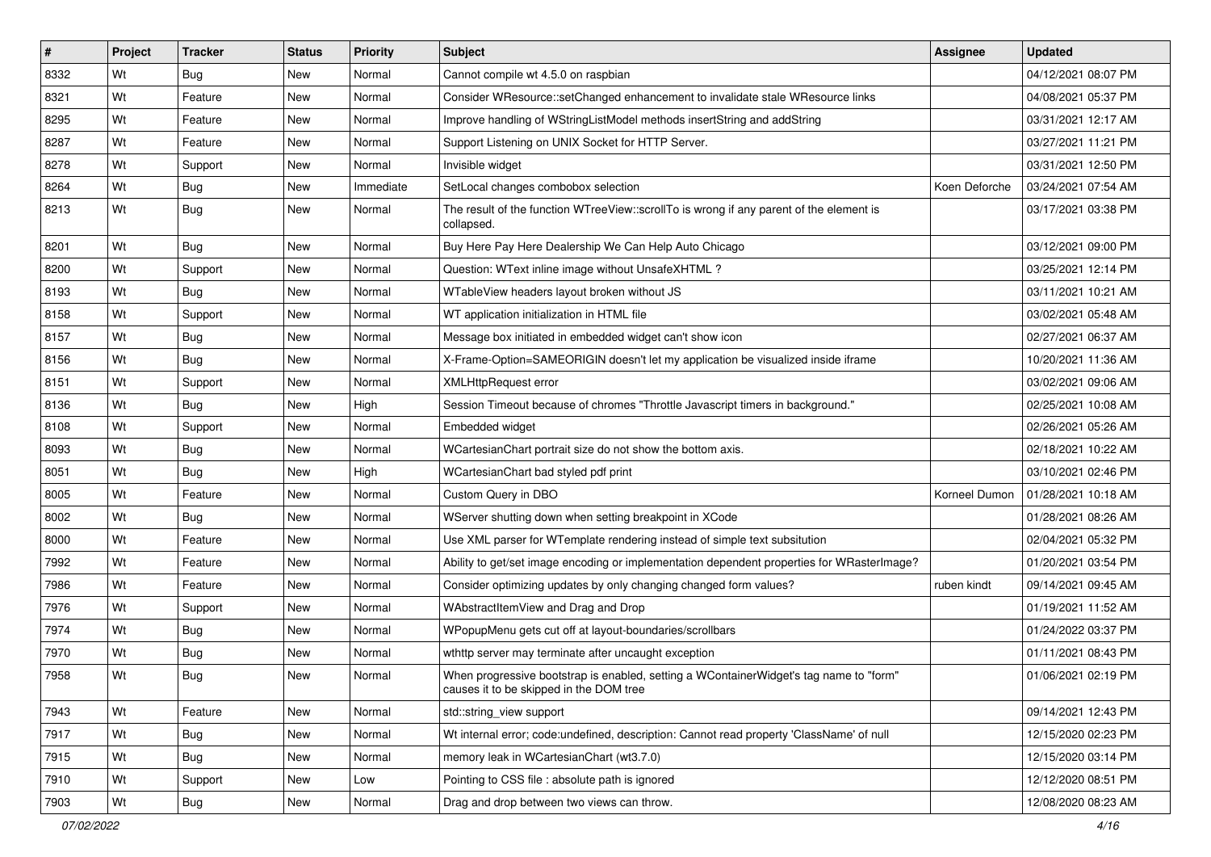| # | Project | Tracker | Status | Priority | Subject | Assignee | Updated |
|---|---|---|---|---|---|---|---|
| 8332 | Wt | Bug | New | Normal | Cannot compile wt 4.5.0 on raspbian | | 04/12/2021 08:07 PM |
| 8321 | Wt | Feature | New | Normal | Consider WResource::setChanged enhancement to invalidate stale WResource links | | 04/08/2021 05:37 PM |
| 8295 | Wt | Feature | New | Normal | Improve handling of WStringListModel methods insertString and addString | | 03/31/2021 12:17 AM |
| 8287 | Wt | Feature | New | Normal | Support Listening on UNIX Socket for HTTP Server. | | 03/27/2021 11:21 PM |
| 8278 | Wt | Support | New | Normal | Invisible widget | | 03/31/2021 12:50 PM |
| 8264 | Wt | Bug | New | Immediate | SetLocal changes combobox selection | Koen Deforche | 03/24/2021 07:54 AM |
| 8213 | Wt | Bug | New | Normal | The result of the function WTreeView::scrollTo is wrong if any parent of the element is collapsed. | | 03/17/2021 03:38 PM |
| 8201 | Wt | Bug | New | Normal | Buy Here Pay Here Dealership We Can Help Auto Chicago | | 03/12/2021 09:00 PM |
| 8200 | Wt | Support | New | Normal | Question: WText inline image without UnsafeXHTML ? | | 03/25/2021 12:14 PM |
| 8193 | Wt | Bug | New | Normal | WTableView headers layout broken without JS | | 03/11/2021 10:21 AM |
| 8158 | Wt | Support | New | Normal | WT application initialization in HTML file | | 03/02/2021 05:48 AM |
| 8157 | Wt | Bug | New | Normal | Message box initiated in embedded widget can't show icon | | 02/27/2021 06:37 AM |
| 8156 | Wt | Bug | New | Normal | X-Frame-Option=SAMEORIGIN doesn't let my application be visualized inside iframe | | 10/20/2021 11:36 AM |
| 8151 | Wt | Support | New | Normal | XMLHttpRequest error | | 03/02/2021 09:06 AM |
| 8136 | Wt | Bug | New | High | Session Timeout because of chromes "Throttle Javascript timers in background." | | 02/25/2021 10:08 AM |
| 8108 | Wt | Support | New | Normal | Embedded widget | | 02/26/2021 05:26 AM |
| 8093 | Wt | Bug | New | Normal | WCartesianChart portrait size do not show the bottom axis. | | 02/18/2021 10:22 AM |
| 8051 | Wt | Bug | New | High | WCartesianChart bad styled pdf print | | 03/10/2021 02:46 PM |
| 8005 | Wt | Feature | New | Normal | Custom Query in DBO | Korneel Dumon | 01/28/2021 10:18 AM |
| 8002 | Wt | Bug | New | Normal | WServer shutting down when setting breakpoint in XCode | | 01/28/2021 08:26 AM |
| 8000 | Wt | Feature | New | Normal | Use XML parser for WTemplate rendering instead of simple text subsitution | | 02/04/2021 05:32 PM |
| 7992 | Wt | Feature | New | Normal | Ability to get/set image encoding or implementation dependent properties for WRasterImage? | | 01/20/2021 03:54 PM |
| 7986 | Wt | Feature | New | Normal | Consider optimizing updates by only changing changed form values? | ruben kindt | 09/14/2021 09:45 AM |
| 7976 | Wt | Support | New | Normal | WAbstractItemView and Drag and Drop | | 01/19/2021 11:52 AM |
| 7974 | Wt | Bug | New | Normal | WPopupMenu gets cut off at layout-boundaries/scrollbars | | 01/24/2022 03:37 PM |
| 7970 | Wt | Bug | New | Normal | wthttp server may terminate after uncaught exception | | 01/11/2021 08:43 PM |
| 7958 | Wt | Bug | New | Normal | When progressive bootstrap is enabled, setting a WContainerWidget's tag name to "form" causes it to be skipped in the DOM tree | | 01/06/2021 02:19 PM |
| 7943 | Wt | Feature | New | Normal | std::string_view support | | 09/14/2021 12:43 PM |
| 7917 | Wt | Bug | New | Normal | Wt internal error; code:undefined, description: Cannot read property 'ClassName' of null | | 12/15/2020 02:23 PM |
| 7915 | Wt | Bug | New | Normal | memory leak in WCartesianChart (wt3.7.0) | | 12/15/2020 03:14 PM |
| 7910 | Wt | Support | New | Low | Pointing to CSS file : absolute path is ignored | | 12/12/2020 08:51 PM |
| 7903 | Wt | Bug | New | Normal | Drag and drop between two views can throw. | | 12/08/2020 08:23 AM |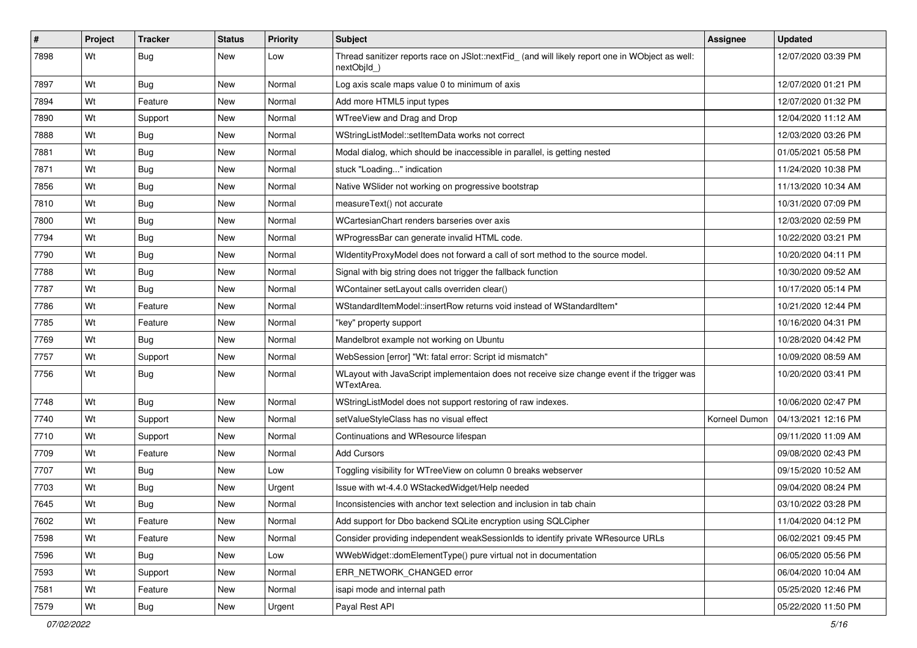| # | Project | Tracker | Status | Priority | Subject | Assignee | Updated |
|---|---|---|---|---|---|---|---|
| 7898 | Wt | Bug | New | Low | Thread sanitizer reports race on JSlot::nextFid_ (and will likely report one in WObject as well: nextObjId_) | | 12/07/2020 03:39 PM |
| 7897 | Wt | Bug | New | Normal | Log axis scale maps value 0 to minimum of axis | | 12/07/2020 01:21 PM |
| 7894 | Wt | Feature | New | Normal | Add more HTML5 input types | | 12/07/2020 01:32 PM |
| 7890 | Wt | Support | New | Normal | WTreeView and Drag and Drop | | 12/04/2020 11:12 AM |
| 7888 | Wt | Bug | New | Normal | WStringListModel::setItemData works not correct | | 12/03/2020 03:26 PM |
| 7881 | Wt | Bug | New | Normal | Modal dialog, which should be inaccessible in parallel, is getting nested | | 01/05/2021 05:58 PM |
| 7871 | Wt | Bug | New | Normal | stuck "Loading..." indication | | 11/24/2020 10:38 PM |
| 7856 | Wt | Bug | New | Normal | Native WSlider not working on progressive bootstrap | | 11/13/2020 10:34 AM |
| 7810 | Wt | Bug | New | Normal | measureText() not accurate | | 10/31/2020 07:09 PM |
| 7800 | Wt | Bug | New | Normal | WCartesianChart renders barseries over axis | | 12/03/2020 02:59 PM |
| 7794 | Wt | Bug | New | Normal | WProgressBar can generate invalid HTML code. | | 10/22/2020 03:21 PM |
| 7790 | Wt | Bug | New | Normal | WIdentityProxyModel does not forward a call of sort method to the source model. | | 10/20/2020 04:11 PM |
| 7788 | Wt | Bug | New | Normal | Signal with big string does not trigger the fallback function | | 10/30/2020 09:52 AM |
| 7787 | Wt | Bug | New | Normal | WContainer setLayout calls overriden clear() | | 10/17/2020 05:14 PM |
| 7786 | Wt | Feature | New | Normal | WStandardItemModel::insertRow returns void instead of WStandardItem* | | 10/21/2020 12:44 PM |
| 7785 | Wt | Feature | New | Normal | "key" property support | | 10/16/2020 04:31 PM |
| 7769 | Wt | Bug | New | Normal | Mandelbrot example not working on Ubuntu | | 10/28/2020 04:42 PM |
| 7757 | Wt | Support | New | Normal | WebSession [error] "Wt: fatal error: Script id mismatch" | | 10/09/2020 08:59 AM |
| 7756 | Wt | Bug | New | Normal | WLayout with JavaScript implementaion does not receive size change event if the trigger was WTextArea. | | 10/20/2020 03:41 PM |
| 7748 | Wt | Bug | New | Normal | WStringListModel does not support restoring of raw indexes. | | 10/06/2020 02:47 PM |
| 7740 | Wt | Support | New | Normal | setValueStyleClass has no visual effect | Korneel Dumon | 04/13/2021 12:16 PM |
| 7710 | Wt | Support | New | Normal | Continuations and WResource lifespan | | 09/11/2020 11:09 AM |
| 7709 | Wt | Feature | New | Normal | Add Cursors | | 09/08/2020 02:43 PM |
| 7707 | Wt | Bug | New | Low | Toggling visibility for WTreeView on column 0 breaks webserver | | 09/15/2020 10:52 AM |
| 7703 | Wt | Bug | New | Urgent | Issue with wt-4.4.0 WStackedWidget/Help needed | | 09/04/2020 08:24 PM |
| 7645 | Wt | Bug | New | Normal | Inconsistencies with anchor text selection and inclusion in tab chain | | 03/10/2022 03:28 PM |
| 7602 | Wt | Feature | New | Normal | Add support for Dbo backend SQLite encryption using SQLCipher | | 11/04/2020 04:12 PM |
| 7598 | Wt | Feature | New | Normal | Consider providing independent weakSessionIds to identify private WResource URLs | | 06/02/2021 09:45 PM |
| 7596 | Wt | Bug | New | Low | WWebWidget::domElementType() pure virtual not in documentation | | 06/05/2020 05:56 PM |
| 7593 | Wt | Support | New | Normal | ERR_NETWORK_CHANGED error | | 06/04/2020 10:04 AM |
| 7581 | Wt | Feature | New | Normal | isapi mode and internal path | | 05/25/2020 12:46 PM |
| 7579 | Wt | Bug | New | Urgent | Payal Rest API | | 05/22/2020 11:50 PM |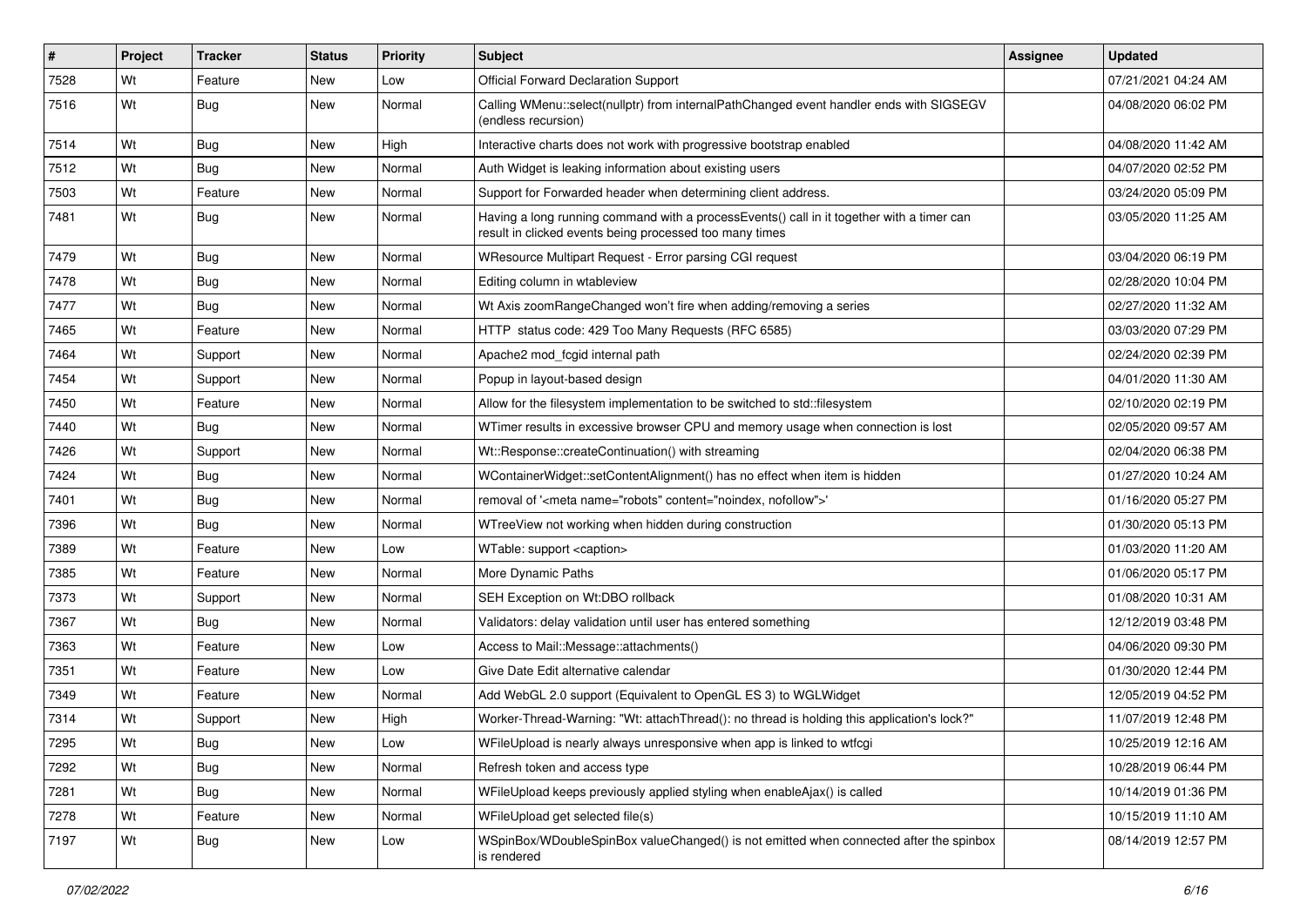| # | Project | Tracker | Status | Priority | Subject | Assignee | Updated |
|---|---|---|---|---|---|---|---|
| 7528 | Wt | Feature | New | Low | Official Forward Declaration Support | | 07/21/2021 04:24 AM |
| 7516 | Wt | Bug | New | Normal | Calling WMenu::select(nullptr) from internalPathChanged event handler ends with SIGSEGV (endless recursion) | | 04/08/2020 06:02 PM |
| 7514 | Wt | Bug | New | High | Interactive charts does not work with progressive bootstrap enabled | | 04/08/2020 11:42 AM |
| 7512 | Wt | Bug | New | Normal | Auth Widget is leaking information about existing users | | 04/07/2020 02:52 PM |
| 7503 | Wt | Feature | New | Normal | Support for Forwarded header when determining client address. | | 03/24/2020 05:09 PM |
| 7481 | Wt | Bug | New | Normal | Having a long running command with a processEvents() call in it together with a timer can result in clicked events being processed too many times | | 03/05/2020 11:25 AM |
| 7479 | Wt | Bug | New | Normal | WResource Multipart Request - Error parsing CGI request | | 03/04/2020 06:19 PM |
| 7478 | Wt | Bug | New | Normal | Editing column in wtableview | | 02/28/2020 10:04 PM |
| 7477 | Wt | Bug | New | Normal | Wt Axis zoomRangeChanged won't fire when adding/removing a series | | 02/27/2020 11:32 AM |
| 7465 | Wt | Feature | New | Normal | HTTP status code: 429 Too Many Requests (RFC 6585) | | 03/03/2020 07:29 PM |
| 7464 | Wt | Support | New | Normal | Apache2 mod_fcgid internal path | | 02/24/2020 02:39 PM |
| 7454 | Wt | Support | New | Normal | Popup in layout-based design | | 04/01/2020 11:30 AM |
| 7450 | Wt | Feature | New | Normal | Allow for the filesystem implementation to be switched to std::filesystem | | 02/10/2020 02:19 PM |
| 7440 | Wt | Bug | New | Normal | WTimer results in excessive browser CPU and memory usage when connection is lost | | 02/05/2020 09:57 AM |
| 7426 | Wt | Support | New | Normal | Wt::Response::createContinuation() with streaming | | 02/04/2020 06:38 PM |
| 7424 | Wt | Bug | New | Normal | WContainerWidget::setContentAlignment() has no effect when item is hidden | | 01/27/2020 10:24 AM |
| 7401 | Wt | Bug | New | Normal | removal of '<meta name="robots" content="noindex, nofollow">' | | 01/16/2020 05:27 PM |
| 7396 | Wt | Bug | New | Normal | WTreeView not working when hidden during construction | | 01/30/2020 05:13 PM |
| 7389 | Wt | Feature | New | Low | WTable: support <caption> | | 01/03/2020 11:20 AM |
| 7385 | Wt | Feature | New | Normal | More Dynamic Paths | | 01/06/2020 05:17 PM |
| 7373 | Wt | Support | New | Normal | SEH Exception on Wt:DBO rollback | | 01/08/2020 10:31 AM |
| 7367 | Wt | Bug | New | Normal | Validators: delay validation until user has entered something | | 12/12/2019 03:48 PM |
| 7363 | Wt | Feature | New | Low | Access to Mail::Message::attachments() | | 04/06/2020 09:30 PM |
| 7351 | Wt | Feature | New | Low | Give Date Edit alternative calendar | | 01/30/2020 12:44 PM |
| 7349 | Wt | Feature | New | Normal | Add WebGL 2.0 support (Equivalent to OpenGL ES 3) to WGLWidget | | 12/05/2019 04:52 PM |
| 7314 | Wt | Support | New | High | Worker-Thread-Warning: "Wt: attachThread(): no thread is holding this application's lock?" | | 11/07/2019 12:48 PM |
| 7295 | Wt | Bug | New | Low | WFileUpload is nearly always unresponsive when app is linked to wtfcgi | | 10/25/2019 12:16 AM |
| 7292 | Wt | Bug | New | Normal | Refresh token and access type | | 10/28/2019 06:44 PM |
| 7281 | Wt | Bug | New | Normal | WFileUpload keeps previously applied styling when enableAjax() is called | | 10/14/2019 01:36 PM |
| 7278 | Wt | Feature | New | Normal | WFileUpload get selected file(s) | | 10/15/2019 11:10 AM |
| 7197 | Wt | Bug | New | Low | WSpinBox/WDoubleSpinBox valueChanged() is not emitted when connected after the spinbox is rendered | | 08/14/2019 12:57 PM |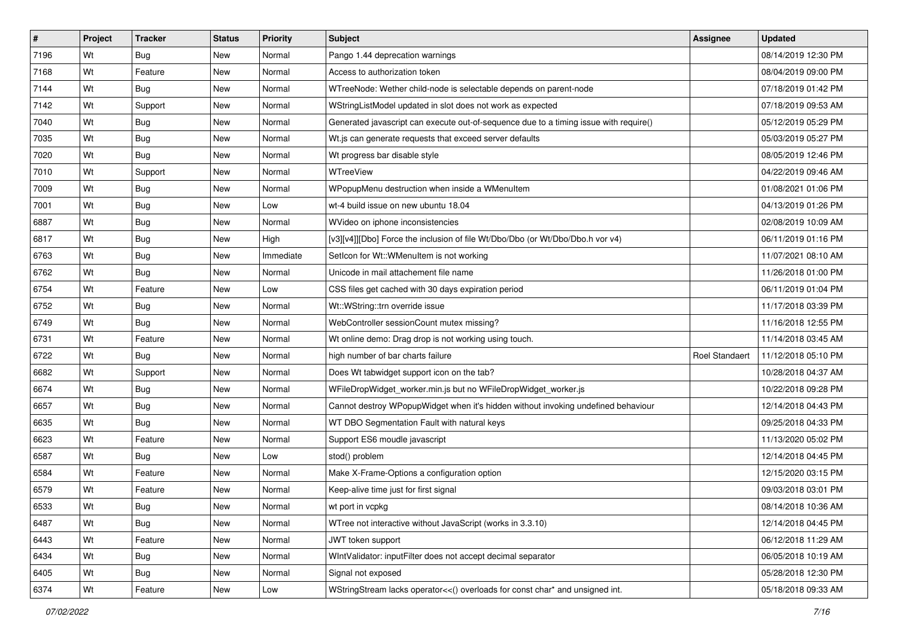| # | Project | Tracker | Status | Priority | Subject | Assignee | Updated |
|---|---|---|---|---|---|---|---|
| 7196 | Wt | Bug | New | Normal | Pango 1.44 deprecation warnings | | 08/14/2019 12:30 PM |
| 7168 | Wt | Feature | New | Normal | Access to authorization token | | 08/04/2019 09:00 PM |
| 7144 | Wt | Bug | New | Normal | WTreeNode: Wether child-node is selectable depends on parent-node | | 07/18/2019 01:42 PM |
| 7142 | Wt | Support | New | Normal | WStringListModel updated in slot does not work as expected | | 07/18/2019 09:53 AM |
| 7040 | Wt | Bug | New | Normal | Generated javascript can execute out-of-sequence due to a timing issue with require() | | 05/12/2019 05:29 PM |
| 7035 | Wt | Bug | New | Normal | Wt.js can generate requests that exceed server defaults | | 05/03/2019 05:27 PM |
| 7020 | Wt | Bug | New | Normal | Wt progress bar disable style | | 08/05/2019 12:46 PM |
| 7010 | Wt | Support | New | Normal | WTreeView | | 04/22/2019 09:46 AM |
| 7009 | Wt | Bug | New | Normal | WPopupMenu destruction when inside a WMenuItem | | 01/08/2021 01:06 PM |
| 7001 | Wt | Bug | New | Low | wt-4 build issue on new ubuntu 18.04 | | 04/13/2019 01:26 PM |
| 6887 | Wt | Bug | New | Normal | WVideo on iphone inconsistencies | | 02/08/2019 10:09 AM |
| 6817 | Wt | Bug | New | High | [v3][v4]][Dbo] Force the inclusion of file Wt/Dbo/Dbo (or Wt/Dbo/Dbo.h vor v4) | | 06/11/2019 01:16 PM |
| 6763 | Wt | Bug | New | Immediate | SetIcon for Wt::WMenuItem is not working | | 11/07/2021 08:10 AM |
| 6762 | Wt | Bug | New | Normal | Unicode in mail attachement file name | | 11/26/2018 01:00 PM |
| 6754 | Wt | Feature | New | Low | CSS files get cached with 30 days expiration period | | 06/11/2019 01:04 PM |
| 6752 | Wt | Bug | New | Normal | Wt::WString::trn override issue | | 11/17/2018 03:39 PM |
| 6749 | Wt | Bug | New | Normal | WebController sessionCount mutex missing? | | 11/16/2018 12:55 PM |
| 6731 | Wt | Feature | New | Normal | Wt online demo: Drag drop is not working using touch. | | 11/14/2018 03:45 AM |
| 6722 | Wt | Bug | New | Normal | high number of bar charts failure | Roel Standaert | 11/12/2018 05:10 PM |
| 6682 | Wt | Support | New | Normal | Does Wt tabwidget support icon on the tab? | | 10/28/2018 04:37 AM |
| 6674 | Wt | Bug | New | Normal | WFileDropWidget_worker.min.js but no WFileDropWidget_worker.js | | 10/22/2018 09:28 PM |
| 6657 | Wt | Bug | New | Normal | Cannot destroy WPopupWidget when it's hidden without invoking undefined behaviour | | 12/14/2018 04:43 PM |
| 6635 | Wt | Bug | New | Normal | WT DBO Segmentation Fault with natural keys | | 09/25/2018 04:33 PM |
| 6623 | Wt | Feature | New | Normal | Support ES6 moudle javascript | | 11/13/2020 05:02 PM |
| 6587 | Wt | Bug | New | Low | stod() problem | | 12/14/2018 04:45 PM |
| 6584 | Wt | Feature | New | Normal | Make X-Frame-Options a configuration option | | 12/15/2020 03:15 PM |
| 6579 | Wt | Feature | New | Normal | Keep-alive time just for first signal | | 09/03/2018 03:01 PM |
| 6533 | Wt | Bug | New | Normal | wt port in vcpkg | | 08/14/2018 10:36 AM |
| 6487 | Wt | Bug | New | Normal | WTree not interactive without JavaScript (works in 3.3.10) | | 12/14/2018 04:45 PM |
| 6443 | Wt | Feature | New | Normal | JWT token support | | 06/12/2018 11:29 AM |
| 6434 | Wt | Bug | New | Normal | WIntValidator: inputFilter does not accept decimal separator | | 06/05/2018 10:19 AM |
| 6405 | Wt | Bug | New | Normal | Signal not exposed | | 05/28/2018 12:30 PM |
| 6374 | Wt | Feature | New | Low | WStringStream lacks operator<<() overloads for const char* and unsigned int. | | 05/18/2018 09:33 AM |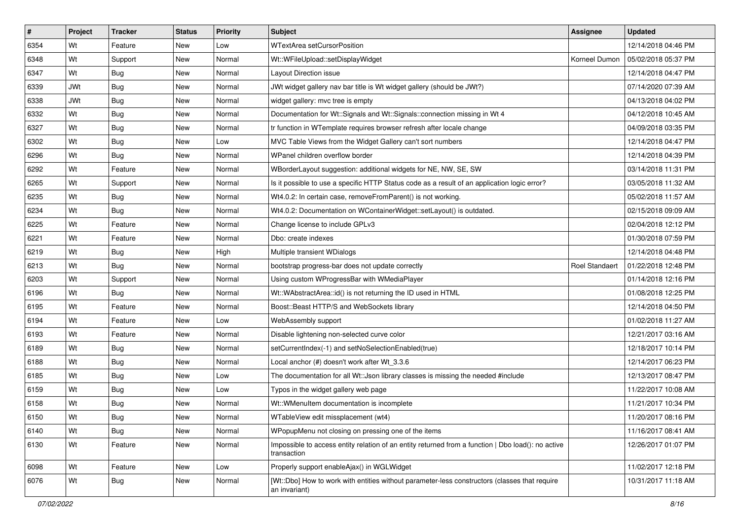| # | Project | Tracker | Status | Priority | Subject | Assignee | Updated |
|---|---|---|---|---|---|---|---|
| 6354 | Wt | Feature | New | Low | WTextArea setCursorPosition | | 12/14/2018 04:46 PM |
| 6348 | Wt | Support | New | Normal | Wt::WFileUpload::setDisplayWidget | Korneel Dumon | 05/02/2018 05:37 PM |
| 6347 | Wt | Bug | New | Normal | Layout Direction issue | | 12/14/2018 04:47 PM |
| 6339 | JWt | Bug | New | Normal | JWt widget gallery nav bar title is Wt widget gallery (should be JWt?) | | 07/14/2020 07:39 AM |
| 6338 | JWt | Bug | New | Normal | widget gallery: mvc tree is empty | | 04/13/2018 04:02 PM |
| 6332 | Wt | Bug | New | Normal | Documentation for Wt::Signals and Wt::Signals::connection missing in Wt 4 | | 04/12/2018 10:45 AM |
| 6327 | Wt | Bug | New | Normal | tr function in WTemplate requires browser refresh after locale change | | 04/09/2018 03:35 PM |
| 6302 | Wt | Bug | New | Low | MVC Table Views from the Widget Gallery can't sort numbers | | 12/14/2018 04:47 PM |
| 6296 | Wt | Bug | New | Normal | WPanel children overflow border | | 12/14/2018 04:39 PM |
| 6292 | Wt | Feature | New | Normal | WBorderLayout suggestion: additional widgets for NE, NW, SE, SW | | 03/14/2018 11:31 PM |
| 6265 | Wt | Support | New | Normal | Is it possible to use a specific HTTP Status code as a result of an application logic error? | | 03/05/2018 11:32 AM |
| 6235 | Wt | Bug | New | Normal | Wt4.0.2: In certain case, removeFromParent() is not working. | | 05/02/2018 11:57 AM |
| 6234 | Wt | Bug | New | Normal | Wt4.0.2: Documentation on WContainerWidget::setLayout() is outdated. | | 02/15/2018 09:09 AM |
| 6225 | Wt | Feature | New | Normal | Change license to include GPLv3 | | 02/04/2018 12:12 PM |
| 6221 | Wt | Feature | New | Normal | Dbo: create indexes | | 01/30/2018 07:59 PM |
| 6219 | Wt | Bug | New | High | Multiple transient WDialogs | | 12/14/2018 04:48 PM |
| 6213 | Wt | Bug | New | Normal | bootstrap progress-bar does not update correctly | Roel Standaert | 01/22/2018 12:48 PM |
| 6203 | Wt | Support | New | Normal | Using custom WProgressBar with WMediaPlayer | | 01/14/2018 12:16 PM |
| 6196 | Wt | Bug | New | Normal | Wt::WAbstractArea::id() is not returning the ID used in HTML | | 01/08/2018 12:25 PM |
| 6195 | Wt | Feature | New | Normal | Boost::Beast HTTP/S and WebSockets library | | 12/14/2018 04:50 PM |
| 6194 | Wt | Feature | New | Low | WebAssembly support | | 01/02/2018 11:27 AM |
| 6193 | Wt | Feature | New | Normal | Disable lightening non-selected curve color | | 12/21/2017 03:16 AM |
| 6189 | Wt | Bug | New | Normal | setCurrentIndex(-1) and setNoSelectionEnabled(true) | | 12/18/2017 10:14 PM |
| 6188 | Wt | Bug | New | Normal | Local anchor (#) doesn't work after Wt_3.3.6 | | 12/14/2017 06:23 PM |
| 6185 | Wt | Bug | New | Low | The documentation for all Wt::Json library classes is missing the needed #include | | 12/13/2017 08:47 PM |
| 6159 | Wt | Bug | New | Low | Typos in the widget gallery web page | | 11/22/2017 10:08 AM |
| 6158 | Wt | Bug | New | Normal | Wt::WMenuItem documentation is incomplete | | 11/21/2017 10:34 PM |
| 6150 | Wt | Bug | New | Normal | WTableView edit missplacement (wt4) | | 11/20/2017 08:16 PM |
| 6140 | Wt | Bug | New | Normal | WPopupMenu not closing on pressing one of the items | | 11/16/2017 08:41 AM |
| 6130 | Wt | Feature | New | Normal | Impossible to access entity relation of an entity returned from a function \| Dbo load(): no active transaction | | 12/26/2017 01:07 PM |
| 6098 | Wt | Feature | New | Low | Properly support enableAjax() in WGLWidget | | 11/02/2017 12:18 PM |
| 6076 | Wt | Bug | New | Normal | [Wt::Dbo] How to work with entities without parameter-less constructors (classes that require an invariant) | | 10/31/2017 11:18 AM |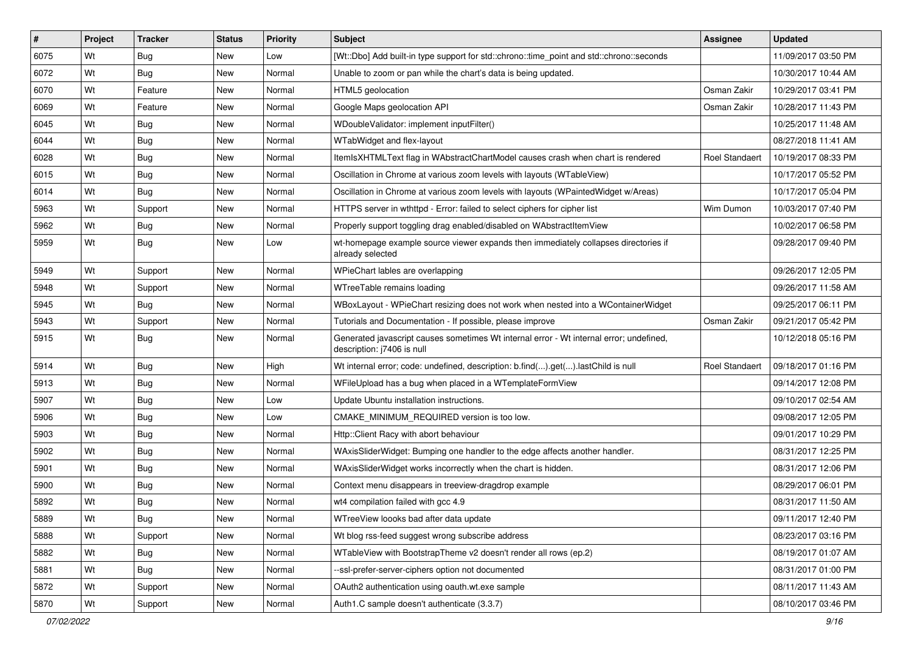| # | Project | Tracker | Status | Priority | Subject | Assignee | Updated |
|---|---|---|---|---|---|---|---|
| 6075 | Wt | Bug | New | Low | [Wt::Dbo] Add built-in type support for std::chrono::time_point and std::chrono::seconds | | 11/09/2017 03:50 PM |
| 6072 | Wt | Bug | New | Normal | Unable to zoom or pan while the chart's data is being updated. | | 10/30/2017 10:44 AM |
| 6070 | Wt | Feature | New | Normal | HTML5 geolocation | Osman Zakir | 10/29/2017 03:41 PM |
| 6069 | Wt | Feature | New | Normal | Google Maps geolocation API | Osman Zakir | 10/28/2017 11:43 PM |
| 6045 | Wt | Bug | New | Normal | WDoubleValidator: implement inputFilter() | | 10/25/2017 11:48 AM |
| 6044 | Wt | Bug | New | Normal | WTabWidget and flex-layout | | 08/27/2018 11:41 AM |
| 6028 | Wt | Bug | New | Normal | ItemIsXHTMLText flag in WAbstractChartModel causes crash when chart is rendered | Roel Standaert | 10/19/2017 08:33 PM |
| 6015 | Wt | Bug | New | Normal | Oscillation in Chrome at various zoom levels with layouts (WTableView) | | 10/17/2017 05:52 PM |
| 6014 | Wt | Bug | New | Normal | Oscillation in Chrome at various zoom levels with layouts (WPaintedWidget w/Areas) | | 10/17/2017 05:04 PM |
| 5963 | Wt | Support | New | Normal | HTTPS server in wthttpd - Error: failed to select ciphers for cipher list | Wim Dumon | 10/03/2017 07:40 PM |
| 5962 | Wt | Bug | New | Normal | Properly support toggling drag enabled/disabled on WAbstractItemView | | 10/02/2017 06:58 PM |
| 5959 | Wt | Bug | New | Low | wt-homepage example source viewer expands then immediately collapses directories if already selected | | 09/28/2017 09:40 PM |
| 5949 | Wt | Support | New | Normal | WPieChart lables are overlapping | | 09/26/2017 12:05 PM |
| 5948 | Wt | Support | New | Normal | WTreeTable remains loading | | 09/26/2017 11:58 AM |
| 5945 | Wt | Bug | New | Normal | WBoxLayout - WPieChart resizing does not work when nested into a WContainerWidget | | 09/25/2017 06:11 PM |
| 5943 | Wt | Support | New | Normal | Tutorials and Documentation - If possible, please improve | Osman Zakir | 09/21/2017 05:42 PM |
| 5915 | Wt | Bug | New | Normal | Generated javascript causes sometimes Wt internal error - Wt internal error; undefined, description: j7406 is null | | 10/12/2018 05:16 PM |
| 5914 | Wt | Bug | New | High | Wt internal error; code: undefined, description: b.find(...).get(...).lastChild is null | Roel Standaert | 09/18/2017 01:16 PM |
| 5913 | Wt | Bug | New | Normal | WFileUpload has a bug when placed in a WTemplateFormView | | 09/14/2017 12:08 PM |
| 5907 | Wt | Bug | New | Low | Update Ubuntu installation instructions. | | 09/10/2017 02:54 AM |
| 5906 | Wt | Bug | New | Low | CMAKE_MINIMUM_REQUIRED version is too low. | | 09/08/2017 12:05 PM |
| 5903 | Wt | Bug | New | Normal | Http::Client Racy with abort behaviour | | 09/01/2017 10:29 PM |
| 5902 | Wt | Bug | New | Normal | WAxisSliderWidget: Bumping one handler to the edge affects another handler. | | 08/31/2017 12:25 PM |
| 5901 | Wt | Bug | New | Normal | WAxisSliderWidget works incorrectly when the chart is hidden. | | 08/31/2017 12:06 PM |
| 5900 | Wt | Bug | New | Normal | Context menu disappears in treeview-dragdrop example | | 08/29/2017 06:01 PM |
| 5892 | Wt | Bug | New | Normal | wt4 compilation failed with gcc 4.9 | | 08/31/2017 11:50 AM |
| 5889 | Wt | Bug | New | Normal | WTreeView loooks bad after data update | | 09/11/2017 12:40 PM |
| 5888 | Wt | Support | New | Normal | Wt blog rss-feed suggest wrong subscribe address | | 08/23/2017 03:16 PM |
| 5882 | Wt | Bug | New | Normal | WTableView with BootstrapTheme v2 doesn't render all rows (ep.2) | | 08/19/2017 01:07 AM |
| 5881 | Wt | Bug | New | Normal | --ssl-prefer-server-ciphers option not documented | | 08/31/2017 01:00 PM |
| 5872 | Wt | Support | New | Normal | OAuth2 authentication using oauth.wt.exe sample | | 08/11/2017 11:43 AM |
| 5870 | Wt | Support | New | Normal | Auth1.C sample doesn't authenticate (3.3.7) | | 08/10/2017 03:46 PM |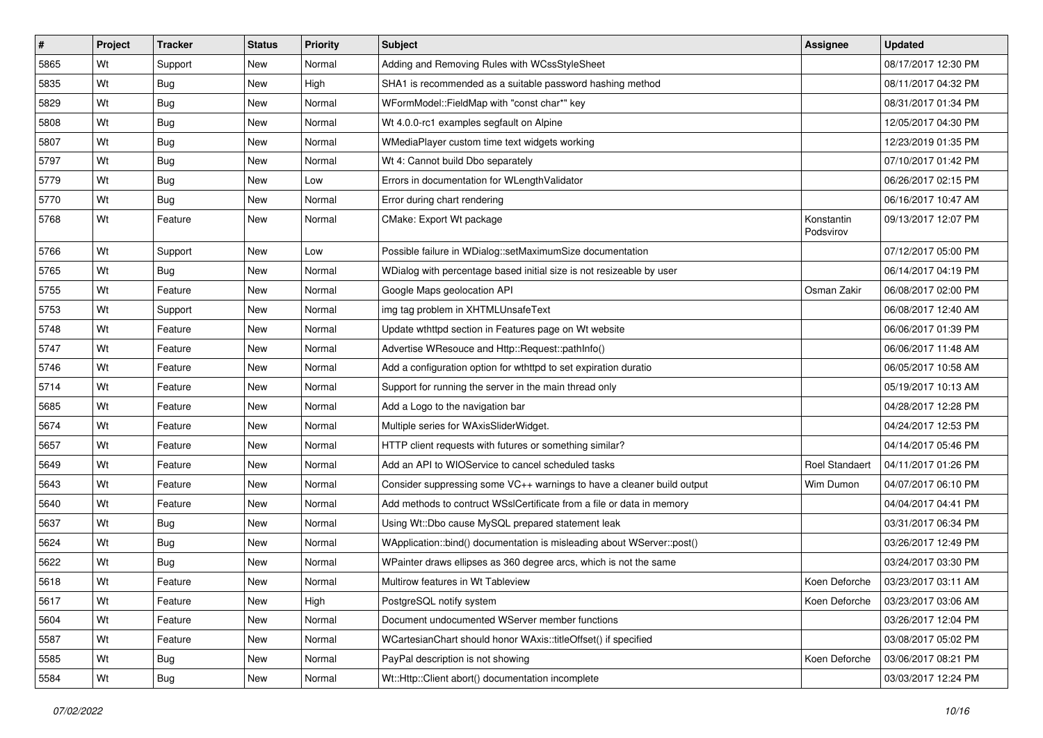| # | Project | Tracker | Status | Priority | Subject | Assignee | Updated |
|---|---|---|---|---|---|---|---|
| 5865 | Wt | Support | New | Normal | Adding and Removing Rules with WCssStyleSheet | | 08/17/2017 12:30 PM |
| 5835 | Wt | Bug | New | High | SHA1 is recommended as a suitable password hashing method | | 08/11/2017 04:32 PM |
| 5829 | Wt | Bug | New | Normal | WFormModel::FieldMap with "const char*" key | | 08/31/2017 01:34 PM |
| 5808 | Wt | Bug | New | Normal | Wt 4.0.0-rc1 examples segfault on Alpine | | 12/05/2017 04:30 PM |
| 5807 | Wt | Bug | New | Normal | WMediaPlayer custom time text widgets working | | 12/23/2019 01:35 PM |
| 5797 | Wt | Bug | New | Normal | Wt 4: Cannot build Dbo separately | | 07/10/2017 01:42 PM |
| 5779 | Wt | Bug | New | Low | Errors in documentation for WLengthValidator | | 06/26/2017 02:15 PM |
| 5770 | Wt | Bug | New | Normal | Error during chart rendering | | 06/16/2017 10:47 AM |
| 5768 | Wt | Feature | New | Normal | CMake: Export Wt package | Konstantin Podsvirov | 09/13/2017 12:07 PM |
| 5766 | Wt | Support | New | Low | Possible failure in WDialog::setMaximumSize documentation | | 07/12/2017 05:00 PM |
| 5765 | Wt | Bug | New | Normal | WDialog with percentage based initial size is not resizeable by user | | 06/14/2017 04:19 PM |
| 5755 | Wt | Feature | New | Normal | Google Maps geolocation API | Osman Zakir | 06/08/2017 02:00 PM |
| 5753 | Wt | Support | New | Normal | img tag problem in XHTMLUnsafeText | | 06/08/2017 12:40 AM |
| 5748 | Wt | Feature | New | Normal | Update wthttpd section in Features page on Wt website | | 06/06/2017 01:39 PM |
| 5747 | Wt | Feature | New | Normal | Advertise WResouce and Http::Request::pathInfo() | | 06/06/2017 11:48 AM |
| 5746 | Wt | Feature | New | Normal | Add a configuration option for wthttpd to set expiration duratio | | 06/05/2017 10:58 AM |
| 5714 | Wt | Feature | New | Normal | Support for running the server in the main thread only | | 05/19/2017 10:13 AM |
| 5685 | Wt | Feature | New | Normal | Add a Logo to the navigation bar | | 04/28/2017 12:28 PM |
| 5674 | Wt | Feature | New | Normal | Multiple series for WAxisSliderWidget. | | 04/24/2017 12:53 PM |
| 5657 | Wt | Feature | New | Normal | HTTP client requests with futures or something similar? | | 04/14/2017 05:46 PM |
| 5649 | Wt | Feature | New | Normal | Add an API to WIOService to cancel scheduled tasks | Roel Standaert | 04/11/2017 01:26 PM |
| 5643 | Wt | Feature | New | Normal | Consider suppressing some VC++ warnings to have a cleaner build output | Wim Dumon | 04/07/2017 06:10 PM |
| 5640 | Wt | Feature | New | Normal | Add methods to contruct WSslCertificate from a file or data in memory | | 04/04/2017 04:41 PM |
| 5637 | Wt | Bug | New | Normal | Using Wt::Dbo cause MySQL prepared statement leak | | 03/31/2017 06:34 PM |
| 5624 | Wt | Bug | New | Normal | WApplication::bind() documentation is misleading about WServer::post() | | 03/26/2017 12:49 PM |
| 5622 | Wt | Bug | New | Normal | WPainter draws ellipses as 360 degree arcs, which is not the same | | 03/24/2017 03:30 PM |
| 5618 | Wt | Feature | New | Normal | Multirow features in Wt Tableview | Koen Deforche | 03/23/2017 03:11 AM |
| 5617 | Wt | Feature | New | High | PostgreSQL notify system | Koen Deforche | 03/23/2017 03:06 AM |
| 5604 | Wt | Feature | New | Normal | Document undocumented WServer member functions | | 03/26/2017 12:04 PM |
| 5587 | Wt | Feature | New | Normal | WCartesianChart should honor WAxis::titleOffset() if specified | | 03/08/2017 05:02 PM |
| 5585 | Wt | Bug | New | Normal | PayPal description is not showing | Koen Deforche | 03/06/2017 08:21 PM |
| 5584 | Wt | Bug | New | Normal | Wt::Http::Client abort() documentation incomplete | | 03/03/2017 12:24 PM |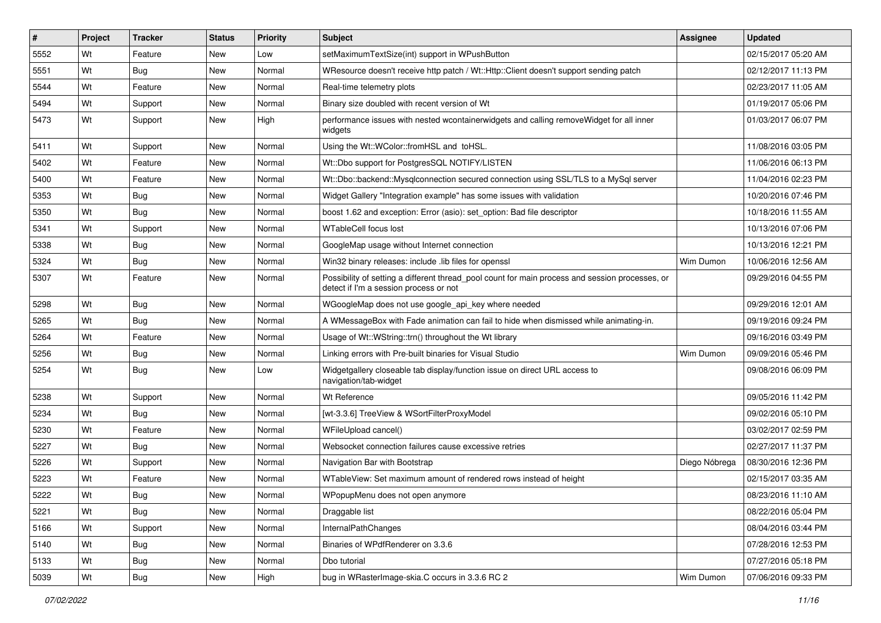| # | Project | Tracker | Status | Priority | Subject | Assignee | Updated |
|---|---|---|---|---|---|---|---|
| 5552 | Wt | Feature | New | Low | setMaximumTextSize(int) support in WPushButton | | 02/15/2017 05:20 AM |
| 5551 | Wt | Bug | New | Normal | WResource doesn't receive http patch / Wt::Http::Client doesn't support sending patch | | 02/12/2017 11:13 PM |
| 5544 | Wt | Feature | New | Normal | Real-time telemetry plots | | 02/23/2017 11:05 AM |
| 5494 | Wt | Support | New | Normal | Binary size doubled with recent version of Wt | | 01/19/2017 05:06 PM |
| 5473 | Wt | Support | New | High | performance issues with nested wcontainerwidgets and calling removeWidget for all inner widgets | | 01/03/2017 06:07 PM |
| 5411 | Wt | Support | New | Normal | Using the Wt::WColor::fromHSL and toHSL. | | 11/08/2016 03:05 PM |
| 5402 | Wt | Feature | New | Normal | Wt::Dbo support for PostgresSQL NOTIFY/LISTEN | | 11/06/2016 06:13 PM |
| 5400 | Wt | Feature | New | Normal | Wt::Dbo::backend::Mysqlconnection secured connection using SSL/TLS to a MySql server | | 11/04/2016 02:23 PM |
| 5353 | Wt | Bug | New | Normal | Widget Gallery "Integration example" has some issues with validation | | 10/20/2016 07:46 PM |
| 5350 | Wt | Bug | New | Normal | boost 1.62 and exception: Error (asio): set_option: Bad file descriptor | | 10/18/2016 11:55 AM |
| 5341 | Wt | Support | New | Normal | WTableCell focus lost | | 10/13/2016 07:06 PM |
| 5338 | Wt | Bug | New | Normal | GoogleMap usage without Internet connection | | 10/13/2016 12:21 PM |
| 5324 | Wt | Bug | New | Normal | Win32 binary releases: include .lib files for openssl | Wim Dumon | 10/06/2016 12:56 AM |
| 5307 | Wt | Feature | New | Normal | Possibility of setting a different thread_pool count for main process and session processes, or detect if I'm a session process or not | | 09/29/2016 04:55 PM |
| 5298 | Wt | Bug | New | Normal | WGoogleMap does not use google_api_key where needed | | 09/29/2016 12:01 AM |
| 5265 | Wt | Bug | New | Normal | A WMessageBox with Fade animation can fail to hide when dismissed while animating-in. | | 09/19/2016 09:24 PM |
| 5264 | Wt | Feature | New | Normal | Usage of Wt::WString::trn() throughout the Wt library | | 09/16/2016 03:49 PM |
| 5256 | Wt | Bug | New | Normal | Linking errors with Pre-built binaries for Visual Studio | Wim Dumon | 09/09/2016 05:46 PM |
| 5254 | Wt | Bug | New | Low | Widgetgallery closeable tab display/function issue on direct URL access to navigation/tab-widget | | 09/08/2016 06:09 PM |
| 5238 | Wt | Support | New | Normal | Wt Reference | | 09/05/2016 11:42 PM |
| 5234 | Wt | Bug | New | Normal | [wt-3.3.6] TreeView & WSortFilterProxyModel | | 09/02/2016 05:10 PM |
| 5230 | Wt | Feature | New | Normal | WFileUpload cancel() | | 03/02/2017 02:59 PM |
| 5227 | Wt | Bug | New | Normal | Websocket connection failures cause excessive retries | | 02/27/2017 11:37 PM |
| 5226 | Wt | Support | New | Normal | Navigation Bar with Bootstrap | Diego Nóbrega | 08/30/2016 12:36 PM |
| 5223 | Wt | Feature | New | Normal | WTableView: Set maximum amount of rendered rows instead of height | | 02/15/2017 03:35 AM |
| 5222 | Wt | Bug | New | Normal | WPopupMenu does not open anymore | | 08/23/2016 11:10 AM |
| 5221 | Wt | Bug | New | Normal | Draggable list | | 08/22/2016 05:04 PM |
| 5166 | Wt | Support | New | Normal | InternalPathChanges | | 08/04/2016 03:44 PM |
| 5140 | Wt | Bug | New | Normal | Binaries of WPdfRenderer on 3.3.6 | | 07/28/2016 12:53 PM |
| 5133 | Wt | Bug | New | Normal | Dbo tutorial | | 07/27/2016 05:18 PM |
| 5039 | Wt | Bug | New | High | bug in WRasterImage-skia.C occurs in 3.3.6 RC 2 | Wim Dumon | 07/06/2016 09:33 PM |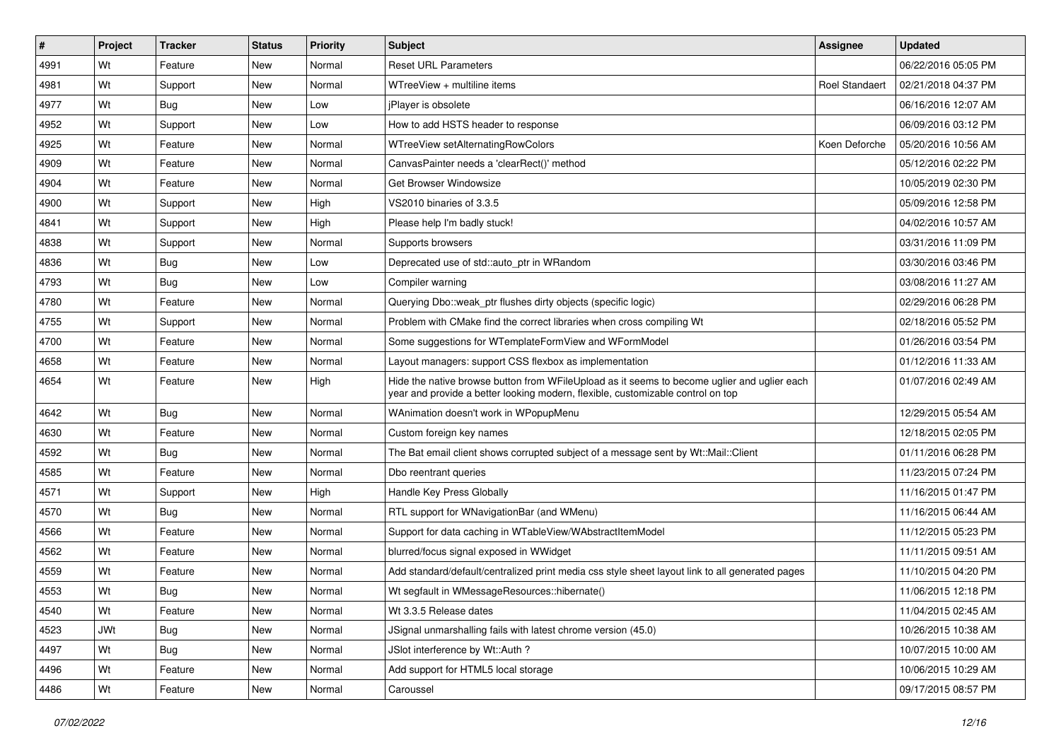| # | Project | Tracker | Status | Priority | Subject | Assignee | Updated |
|---|---|---|---|---|---|---|---|
| 4991 | Wt | Feature | New | Normal | Reset URL Parameters | | 06/22/2016 05:05 PM |
| 4981 | Wt | Support | New | Normal | WTreeView + multiline items | Roel Standaert | 02/21/2018 04:37 PM |
| 4977 | Wt | Bug | New | Low | jPlayer is obsolete | | 06/16/2016 12:07 AM |
| 4952 | Wt | Support | New | Low | How to add HSTS header to response | | 06/09/2016 03:12 PM |
| 4925 | Wt | Feature | New | Normal | WTreeView setAlternatingRowColors | Koen Deforche | 05/20/2016 10:56 AM |
| 4909 | Wt | Feature | New | Normal | CanvasPainter needs a 'clearRect()' method | | 05/12/2016 02:22 PM |
| 4904 | Wt | Feature | New | Normal | Get Browser Windowsize | | 10/05/2019 02:30 PM |
| 4900 | Wt | Support | New | High | VS2010 binaries of 3.3.5 | | 05/09/2016 12:58 PM |
| 4841 | Wt | Support | New | High | Please help I'm badly stuck! | | 04/02/2016 10:57 AM |
| 4838 | Wt | Support | New | Normal | Supports browsers | | 03/31/2016 11:09 PM |
| 4836 | Wt | Bug | New | Low | Deprecated use of std::auto_ptr in WRandom | | 03/30/2016 03:46 PM |
| 4793 | Wt | Bug | New | Low | Compiler warning | | 03/08/2016 11:27 AM |
| 4780 | Wt | Feature | New | Normal | Querying Dbo::weak_ptr flushes dirty objects (specific logic) | | 02/29/2016 06:28 PM |
| 4755 | Wt | Support | New | Normal | Problem with CMake find the correct libraries when cross compiling Wt | | 02/18/2016 05:52 PM |
| 4700 | Wt | Feature | New | Normal | Some suggestions for WTemplateFormView and WFormModel | | 01/26/2016 03:54 PM |
| 4658 | Wt | Feature | New | Normal | Layout managers: support CSS flexbox as implementation | | 01/12/2016 11:33 AM |
| 4654 | Wt | Feature | New | High | Hide the native browse button from WFileUpload as it seems to become uglier and uglier each year and provide a better looking modern, flexible, customizable control on top | | 01/07/2016 02:49 AM |
| 4642 | Wt | Bug | New | Normal | WAnimation doesn't work in WPopupMenu | | 12/29/2015 05:54 AM |
| 4630 | Wt | Feature | New | Normal | Custom foreign key names | | 12/18/2015 02:05 PM |
| 4592 | Wt | Bug | New | Normal | The Bat email client shows corrupted subject of a message sent by Wt::Mail::Client | | 01/11/2016 06:28 PM |
| 4585 | Wt | Feature | New | Normal | Dbo reentrant queries | | 11/23/2015 07:24 PM |
| 4571 | Wt | Support | New | High | Handle Key Press Globally | | 11/16/2015 01:47 PM |
| 4570 | Wt | Bug | New | Normal | RTL support for WNavigationBar (and WMenu) | | 11/16/2015 06:44 AM |
| 4566 | Wt | Feature | New | Normal | Support for data caching in WTableView/WAbstractItemModel | | 11/12/2015 05:23 PM |
| 4562 | Wt | Feature | New | Normal | blurred/focus signal exposed in WWidget | | 11/11/2015 09:51 AM |
| 4559 | Wt | Feature | New | Normal | Add standard/default/centralized print media css style sheet layout link to all generated pages | | 11/10/2015 04:20 PM |
| 4553 | Wt | Bug | New | Normal | Wt segfault in WMessageResources::hibernate() | | 11/06/2015 12:18 PM |
| 4540 | Wt | Feature | New | Normal | Wt 3.3.5 Release dates | | 11/04/2015 02:45 AM |
| 4523 | JWt | Bug | New | Normal | JSignal unmarshalling fails with latest chrome version (45.0) | | 10/26/2015 10:38 AM |
| 4497 | Wt | Bug | New | Normal | JSlot interference by Wt::Auth ? | | 10/07/2015 10:00 AM |
| 4496 | Wt | Feature | New | Normal | Add support for HTML5 local storage | | 10/06/2015 10:29 AM |
| 4486 | Wt | Feature | New | Normal | Caroussel | | 09/17/2015 08:57 PM |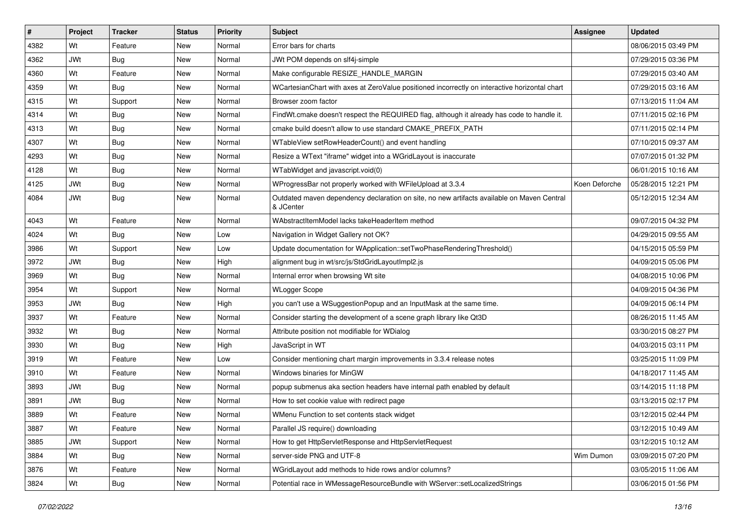| # | Project | Tracker | Status | Priority | Subject | Assignee | Updated |
|---|---|---|---|---|---|---|---|
| 4382 | Wt | Feature | New | Normal | Error bars for charts | | 08/06/2015 03:49 PM |
| 4362 | JWt | Bug | New | Normal | JWt POM depends on slf4j-simple | | 07/29/2015 03:36 PM |
| 4360 | Wt | Feature | New | Normal | Make configurable RESIZE_HANDLE_MARGIN | | 07/29/2015 03:40 AM |
| 4359 | Wt | Bug | New | Normal | WCartesianChart with axes at ZeroValue positioned incorrectly on interactive horizontal chart | | 07/29/2015 03:16 AM |
| 4315 | Wt | Support | New | Normal | Browser zoom factor | | 07/13/2015 11:04 AM |
| 4314 | Wt | Bug | New | Normal | FindWt.cmake doesn't respect the REQUIRED flag, although it already has code to handle it. | | 07/11/2015 02:16 PM |
| 4313 | Wt | Bug | New | Normal | cmake build doesn't allow to use standard CMAKE_PREFIX_PATH | | 07/11/2015 02:14 PM |
| 4307 | Wt | Bug | New | Normal | WTableView setRowHeaderCount() and event handling | | 07/10/2015 09:37 AM |
| 4293 | Wt | Bug | New | Normal | Resize a WText "iframe" widget into a WGridLayout is inaccurate | | 07/07/2015 01:32 PM |
| 4128 | Wt | Bug | New | Normal | WTabWidget and javascript.void(0) | | 06/01/2015 10:16 AM |
| 4125 | JWt | Bug | New | Normal | WProgressBar not properly worked with WFileUpload at 3.3.4 | Koen Deforche | 05/28/2015 12:21 PM |
| 4084 | JWt | Bug | New | Normal | Outdated maven dependency declaration on site, no new artifacts available on Maven Central & JCenter | | 05/12/2015 12:34 AM |
| 4043 | Wt | Feature | New | Normal | WAbstractItemModel lacks takeHeaderItem method | | 09/07/2015 04:32 PM |
| 4024 | Wt | Bug | New | Low | Navigation in Widget Gallery not OK? | | 04/29/2015 09:55 AM |
| 3986 | Wt | Support | New | Low | Update documentation for WApplication::setTwoPhaseRenderingThreshold() | | 04/15/2015 05:59 PM |
| 3972 | JWt | Bug | New | High | alignment bug in wt/src/js/StdGridLayoutImpl2.js | | 04/09/2015 05:06 PM |
| 3969 | Wt | Bug | New | Normal | Internal error when browsing Wt site | | 04/08/2015 10:06 PM |
| 3954 | Wt | Support | New | Normal | WLogger Scope | | 04/09/2015 04:36 PM |
| 3953 | JWt | Bug | New | High | you can't use a WSuggestionPopup and an InputMask at the same time. | | 04/09/2015 06:14 PM |
| 3937 | Wt | Feature | New | Normal | Consider starting the development of a scene graph library like Qt3D | | 08/26/2015 11:45 AM |
| 3932 | Wt | Bug | New | Normal | Attribute position not modifiable for WDialog | | 03/30/2015 08:27 PM |
| 3930 | Wt | Bug | New | High | JavaScript in WT | | 04/03/2015 03:11 PM |
| 3919 | Wt | Feature | New | Low | Consider mentioning chart margin improvements in 3.3.4 release notes | | 03/25/2015 11:09 PM |
| 3910 | Wt | Feature | New | Normal | Windows binaries for MinGW | | 04/18/2017 11:45 AM |
| 3893 | JWt | Bug | New | Normal | popup submenus aka section headers have internal path enabled by default | | 03/14/2015 11:18 PM |
| 3891 | JWt | Bug | New | Normal | How to set cookie value with redirect page | | 03/13/2015 02:17 PM |
| 3889 | Wt | Feature | New | Normal | WMenu Function to set contents stack widget | | 03/12/2015 02:44 PM |
| 3887 | Wt | Feature | New | Normal | Parallel JS require() downloading | | 03/12/2015 10:49 AM |
| 3885 | JWt | Support | New | Normal | How to get HttpServletResponse and HttpServletRequest | | 03/12/2015 10:12 AM |
| 3884 | Wt | Bug | New | Normal | server-side PNG and UTF-8 | Wim Dumon | 03/09/2015 07:20 PM |
| 3876 | Wt | Feature | New | Normal | WGridLayout add methods to hide rows and/or columns? | | 03/05/2015 11:06 AM |
| 3824 | Wt | Bug | New | Normal | Potential race in WMessageResourceBundle with WServer::setLocalizedStrings | | 03/06/2015 01:56 PM |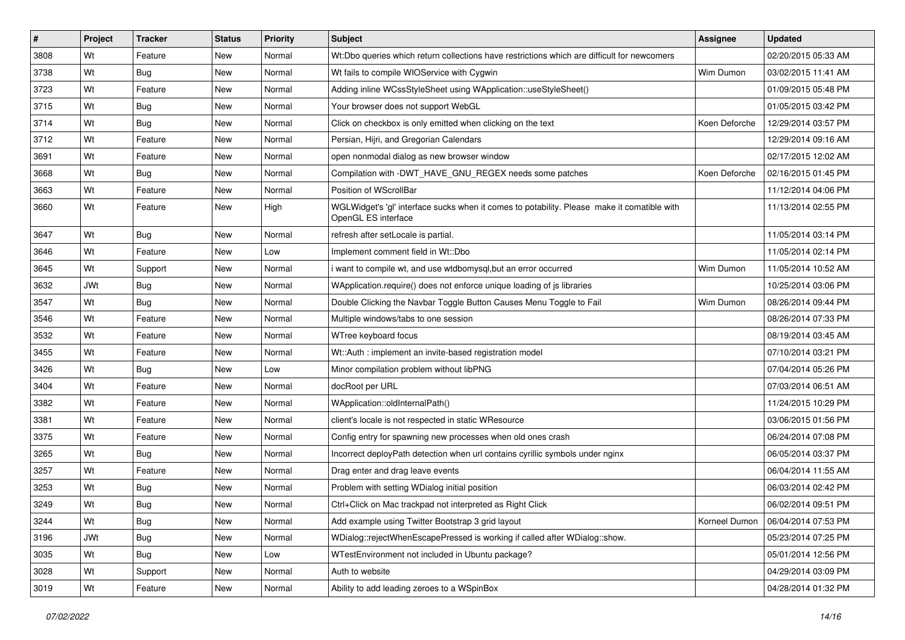| # | Project | Tracker | Status | Priority | Subject | Assignee | Updated |
|---|---|---|---|---|---|---|---|
| 3808 | Wt | Feature | New | Normal | Wt:Dbo queries which return collections have restrictions which are difficult for newcomers | | 02/20/2015 05:33 AM |
| 3738 | Wt | Bug | New | Normal | Wt fails to compile WIOService with Cygwin | Wim Dumon | 03/02/2015 11:41 AM |
| 3723 | Wt | Feature | New | Normal | Adding inline WCssStyleSheet using WApplication::useStyleSheet() | | 01/09/2015 05:48 PM |
| 3715 | Wt | Bug | New | Normal | Your browser does not support WebGL | | 01/05/2015 03:42 PM |
| 3714 | Wt | Bug | New | Normal | Click on checkbox is only emitted when clicking on the text | Koen Deforche | 12/29/2014 03:57 PM |
| 3712 | Wt | Feature | New | Normal | Persian, Hijri, and Gregorian Calendars | | 12/29/2014 09:16 AM |
| 3691 | Wt | Feature | New | Normal | open nonmodal dialog as new browser window | | 02/17/2015 12:02 AM |
| 3668 | Wt | Bug | New | Normal | Compilation with -DWT_HAVE_GNU_REGEX needs some patches | Koen Deforche | 02/16/2015 01:45 PM |
| 3663 | Wt | Feature | New | Normal | Position of WScrollBar | | 11/12/2014 04:06 PM |
| 3660 | Wt | Feature | New | High | WGLWidget's 'gl' interface sucks when it comes to potability. Please make it comatible with OpenGL ES interface | | 11/13/2014 02:55 PM |
| 3647 | Wt | Bug | New | Normal | refresh after setLocale is partial. | | 11/05/2014 03:14 PM |
| 3646 | Wt | Feature | New | Low | Implement comment field in Wt::Dbo | | 11/05/2014 02:14 PM |
| 3645 | Wt | Support | New | Normal | i want to compile wt, and use wtdbomysql,but an error occurred | Wim Dumon | 11/05/2014 10:52 AM |
| 3632 | JWt | Bug | New | Normal | WApplication.require() does not enforce unique loading of js libraries | | 10/25/2014 03:06 PM |
| 3547 | Wt | Bug | New | Normal | Double Clicking the Navbar Toggle Button Causes Menu Toggle to Fail | Wim Dumon | 08/26/2014 09:44 PM |
| 3546 | Wt | Feature | New | Normal | Multiple windows/tabs to one session | | 08/26/2014 07:33 PM |
| 3532 | Wt | Feature | New | Normal | WTree keyboard focus | | 08/19/2014 03:45 AM |
| 3455 | Wt | Feature | New | Normal | Wt::Auth : implement an invite-based registration model | | 07/10/2014 03:21 PM |
| 3426 | Wt | Bug | New | Low | Minor compilation problem without libPNG | | 07/04/2014 05:26 PM |
| 3404 | Wt | Feature | New | Normal | docRoot per URL | | 07/03/2014 06:51 AM |
| 3382 | Wt | Feature | New | Normal | WApplication::oldInternalPath() | | 11/24/2015 10:29 PM |
| 3381 | Wt | Feature | New | Normal | client's locale is not respected in static WResource | | 03/06/2015 01:56 PM |
| 3375 | Wt | Feature | New | Normal | Config entry for spawning new processes when old ones crash | | 06/24/2014 07:08 PM |
| 3265 | Wt | Bug | New | Normal | Incorrect deployPath detection when url contains cyrillic symbols under nginx | | 06/05/2014 03:37 PM |
| 3257 | Wt | Feature | New | Normal | Drag enter and drag leave events | | 06/04/2014 11:55 AM |
| 3253 | Wt | Bug | New | Normal | Problem with setting WDialog initial position | | 06/03/2014 02:42 PM |
| 3249 | Wt | Bug | New | Normal | Ctrl+Click on Mac trackpad not interpreted as Right Click | | 06/02/2014 09:51 PM |
| 3244 | Wt | Bug | New | Normal | Add example using Twitter Bootstrap 3 grid layout | Korneel Dumon | 06/04/2014 07:53 PM |
| 3196 | JWt | Bug | New | Normal | WDialog::rejectWhenEscapePressed is working if called after WDialog::show. | | 05/23/2014 07:25 PM |
| 3035 | Wt | Bug | New | Low | WTestEnvironment not included in Ubuntu package? | | 05/01/2014 12:56 PM |
| 3028 | Wt | Support | New | Normal | Auth to website | | 04/29/2014 03:09 PM |
| 3019 | Wt | Feature | New | Normal | Ability to add leading zeroes to a WSpinBox | | 04/28/2014 01:32 PM |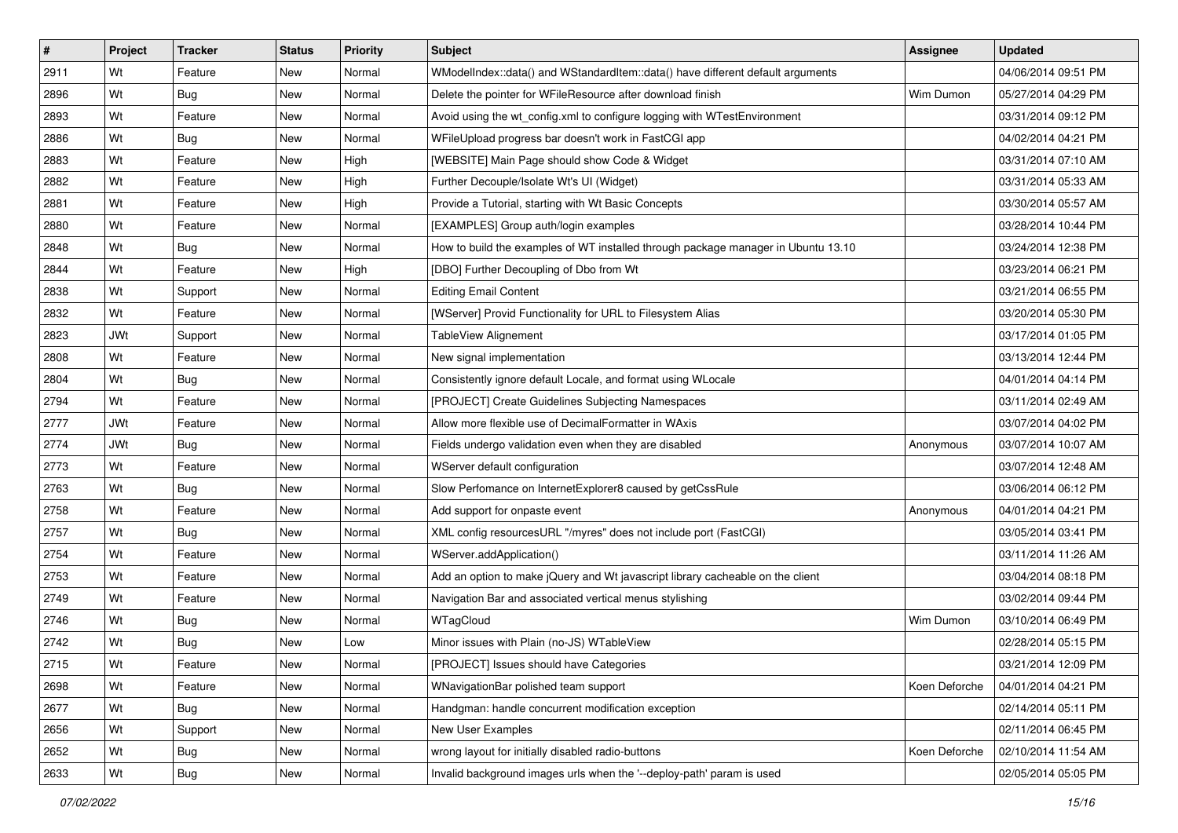| # | Project | Tracker | Status | Priority | Subject | Assignee | Updated |
|---|---|---|---|---|---|---|---|
| 2911 | Wt | Feature | New | Normal | WModelIndex::data() and WStandardItem::data() have different default arguments | | 04/06/2014 09:51 PM |
| 2896 | Wt | Bug | New | Normal | Delete the pointer for WFileResource after download finish | Wim Dumon | 05/27/2014 04:29 PM |
| 2893 | Wt | Feature | New | Normal | Avoid using the wt_config.xml to configure logging with WTestEnvironment | | 03/31/2014 09:12 PM |
| 2886 | Wt | Bug | New | Normal | WFileUpload progress bar doesn't work in FastCGI app | | 04/02/2014 04:21 PM |
| 2883 | Wt | Feature | New | High | [WEBSITE] Main Page should show Code & Widget | | 03/31/2014 07:10 AM |
| 2882 | Wt | Feature | New | High | Further Decouple/Isolate Wt's UI (Widget) | | 03/31/2014 05:33 AM |
| 2881 | Wt | Feature | New | High | Provide a Tutorial, starting with Wt Basic Concepts | | 03/30/2014 05:57 AM |
| 2880 | Wt | Feature | New | Normal | [EXAMPLES] Group auth/login examples | | 03/28/2014 10:44 PM |
| 2848 | Wt | Bug | New | Normal | How to build the examples of WT installed through package manager in Ubuntu 13.10 | | 03/24/2014 12:38 PM |
| 2844 | Wt | Feature | New | High | [DBO] Further Decoupling of Dbo from Wt | | 03/23/2014 06:21 PM |
| 2838 | Wt | Support | New | Normal | Editing Email Content | | 03/21/2014 06:55 PM |
| 2832 | Wt | Feature | New | Normal | [WServer] Provid Functionality for URL to Filesystem Alias | | 03/20/2014 05:30 PM |
| 2823 | JWt | Support | New | Normal | TableView Alignement | | 03/17/2014 01:05 PM |
| 2808 | Wt | Feature | New | Normal | New signal implementation | | 03/13/2014 12:44 PM |
| 2804 | Wt | Bug | New | Normal | Consistently ignore default Locale, and format using WLocale | | 04/01/2014 04:14 PM |
| 2794 | Wt | Feature | New | Normal | [PROJECT] Create Guidelines Subjecting Namespaces | | 03/11/2014 02:49 AM |
| 2777 | JWt | Feature | New | Normal | Allow more flexible use of DecimalFormatter in WAxis | | 03/07/2014 04:02 PM |
| 2774 | JWt | Bug | New | Normal | Fields undergo validation even when they are disabled | Anonymous | 03/07/2014 10:07 AM |
| 2773 | Wt | Feature | New | Normal | WServer default configuration | | 03/07/2014 12:48 AM |
| 2763 | Wt | Bug | New | Normal | Slow Perfomance on InternetExplorer8 caused by getCssRule | | 03/06/2014 06:12 PM |
| 2758 | Wt | Feature | New | Normal | Add support for onpaste event | Anonymous | 04/01/2014 04:21 PM |
| 2757 | Wt | Bug | New | Normal | XML config resourcesURL "/myres" does not include port (FastCGI) | | 03/05/2014 03:41 PM |
| 2754 | Wt | Feature | New | Normal | WServer.addApplication() | | 03/11/2014 11:26 AM |
| 2753 | Wt | Feature | New | Normal | Add an option to make jQuery and Wt javascript library cacheable on the client | | 03/04/2014 08:18 PM |
| 2749 | Wt | Feature | New | Normal | Navigation Bar and associated vertical menus stylishing | | 03/02/2014 09:44 PM |
| 2746 | Wt | Bug | New | Normal | WTagCloud | Wim Dumon | 03/10/2014 06:49 PM |
| 2742 | Wt | Bug | New | Low | Minor issues with Plain (no-JS) WTableView | | 02/28/2014 05:15 PM |
| 2715 | Wt | Feature | New | Normal | [PROJECT] Issues should have Categories | | 03/21/2014 12:09 PM |
| 2698 | Wt | Feature | New | Normal | WNavigationBar polished team support | Koen Deforche | 04/01/2014 04:21 PM |
| 2677 | Wt | Bug | New | Normal | Handgman: handle concurrent modification exception | | 02/14/2014 05:11 PM |
| 2656 | Wt | Support | New | Normal | New User Examples | | 02/11/2014 06:45 PM |
| 2652 | Wt | Bug | New | Normal | wrong layout for initially disabled radio-buttons | Koen Deforche | 02/10/2014 11:54 AM |
| 2633 | Wt | Bug | New | Normal | Invalid background images urls when the '--deploy-path' param is used | | 02/05/2014 05:05 PM |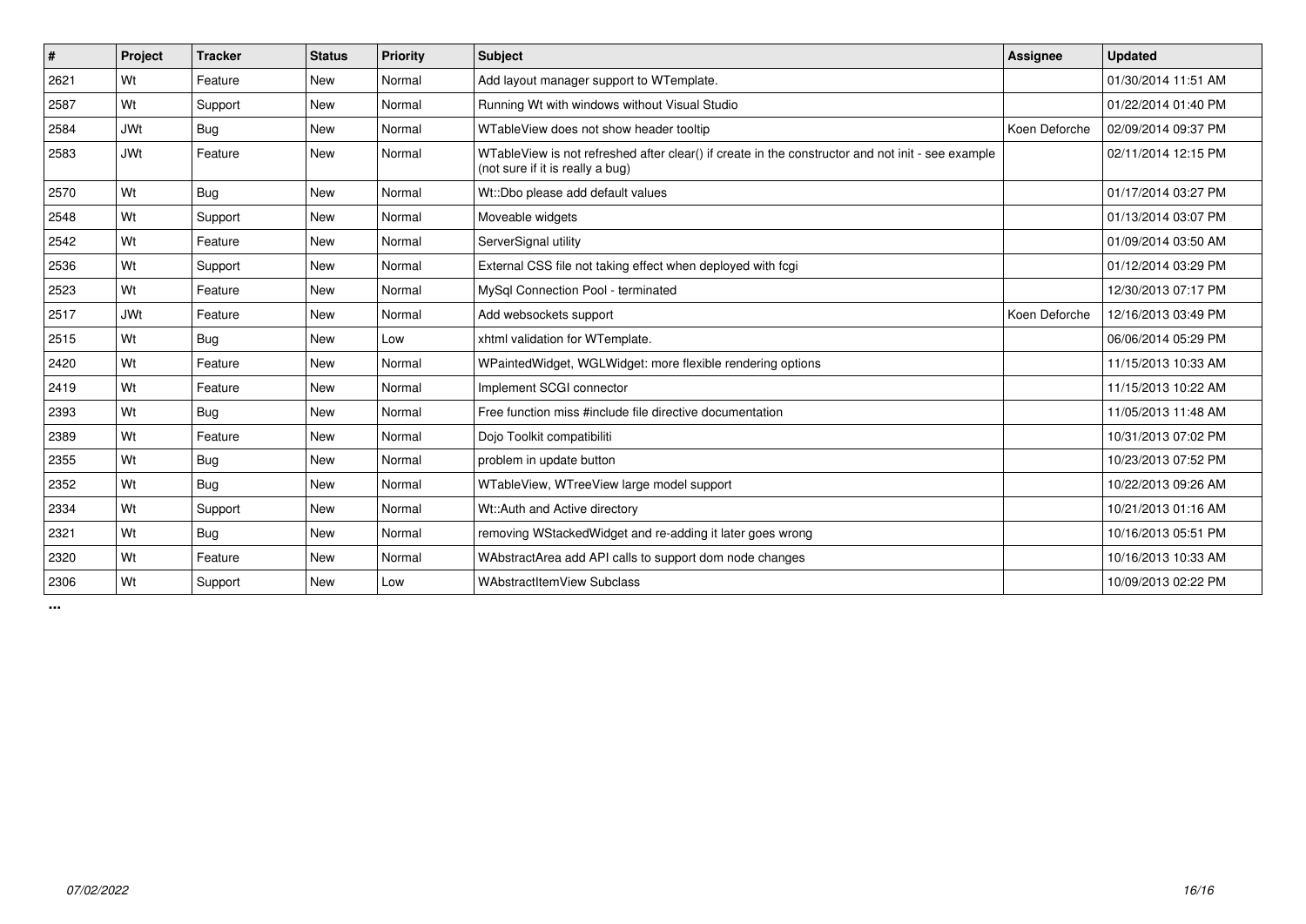| # | Project | Tracker | Status | Priority | Subject | Assignee | Updated |
|---|---|---|---|---|---|---|---|
| 2621 | Wt | Feature | New | Normal | Add layout manager support to WTemplate. | | 01/30/2014 11:51 AM |
| 2587 | Wt | Support | New | Normal | Running Wt with windows without Visual Studio | | 01/22/2014 01:40 PM |
| 2584 | JWt | Bug | New | Normal | WTableView does not show header tooltip | Koen Deforche | 02/09/2014 09:37 PM |
| 2583 | JWt | Feature | New | Normal | WTableView is not refreshed after clear() if create in the constructor and not init - see example (not sure if it is really a bug) | | 02/11/2014 12:15 PM |
| 2570 | Wt | Bug | New | Normal | Wt::Dbo please add default values | | 01/17/2014 03:27 PM |
| 2548 | Wt | Support | New | Normal | Moveable widgets | | 01/13/2014 03:07 PM |
| 2542 | Wt | Feature | New | Normal | ServerSignal utility | | 01/09/2014 03:50 AM |
| 2536 | Wt | Support | New | Normal | External CSS file not taking effect when deployed with fcgi | | 01/12/2014 03:29 PM |
| 2523 | Wt | Feature | New | Normal | MySql Connection Pool - terminated | | 12/30/2013 07:17 PM |
| 2517 | JWt | Feature | New | Normal | Add websockets support | Koen Deforche | 12/16/2013 03:49 PM |
| 2515 | Wt | Bug | New | Low | xhtml validation for WTemplate. | | 06/06/2014 05:29 PM |
| 2420 | Wt | Feature | New | Normal | WPaintedWidget, WGLWidget: more flexible rendering options | | 11/15/2013 10:33 AM |
| 2419 | Wt | Feature | New | Normal | Implement SCGI connector | | 11/15/2013 10:22 AM |
| 2393 | Wt | Bug | New | Normal | Free function miss #include file directive documentation | | 11/05/2013 11:48 AM |
| 2389 | Wt | Feature | New | Normal | Dojo Toolkit compatibiliti | | 10/31/2013 07:02 PM |
| 2355 | Wt | Bug | New | Normal | problem in update button | | 10/23/2013 07:52 PM |
| 2352 | Wt | Bug | New | Normal | WTableView, WTreeView large model support | | 10/22/2013 09:26 AM |
| 2334 | Wt | Support | New | Normal | Wt::Auth and Active directory | | 10/21/2013 01:16 AM |
| 2321 | Wt | Bug | New | Normal | removing WStackedWidget and re-adding it later goes wrong | | 10/16/2013 05:51 PM |
| 2320 | Wt | Feature | New | Normal | WAbstractArea add API calls to support dom node changes | | 10/16/2013 10:33 AM |
| 2306 | Wt | Support | New | Low | WAbstractItemView Subclass | | 10/09/2013 02:22 PM |

...